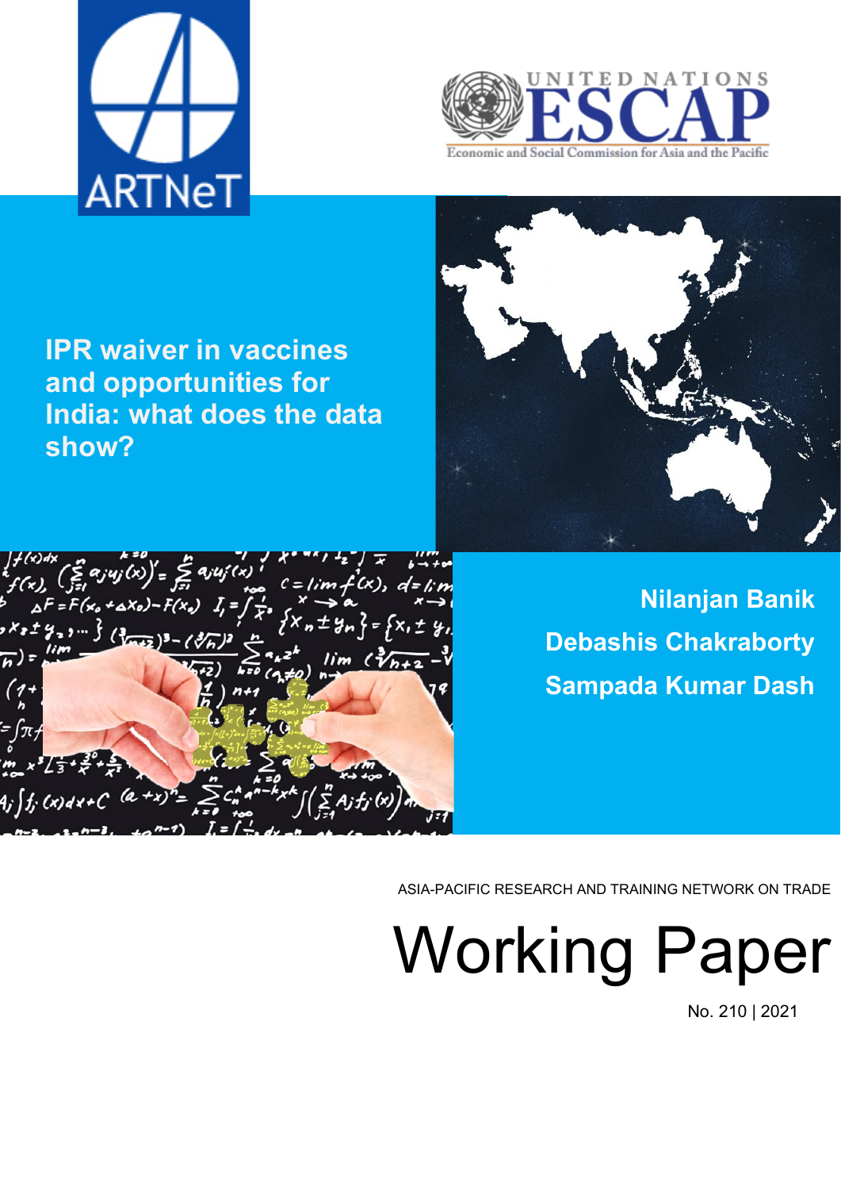ARTNeT

UNITED NATIONS ESCAP

Economic and Social Commission for Asia and the Pacific

# IPR waiver in vaccines and opportunities for India: what does the data show?

**Nilanjan Banik**

**Debashis Chakraborty**

**Sampada Kumar Dash**

ASIA-PACIFIC RESEARCH AND TRAINING NETWORK ON TRADE

# Working Paper

No. 210 | 2021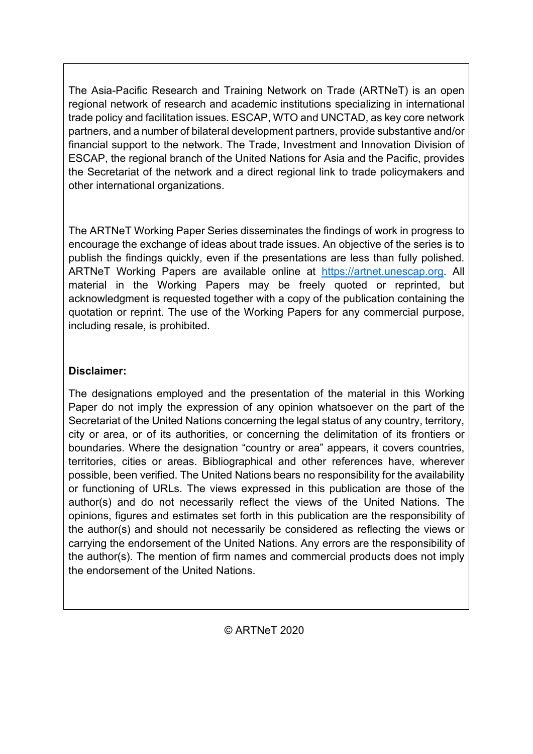The Asia-Pacific Research and Training Network on Trade (ARTNeT) is an open regional network of research and academic institutions specializing in international trade policy and facilitation issues. ESCAP, WTO and UNCTAD, as key core network partners, and a number of bilateral development partners, provide substantive and/or financial support to the network. The Trade, Investment and Innovation Division of ESCAP, the regional branch of the United Nations for Asia and the Pacific, provides the Secretariat of the network and a direct regional link to trade policymakers and other international organizations.

The ARTNeT Working Paper Series disseminates the findings of work in progress to encourage the exchange of ideas about trade issues. An objective of the series is to publish the findings quickly, even if the presentations are less than fully polished. ARTNeT Working Papers are available online at [https://artnet.unescap.org](https://artnet.unescap.org). All material in the Working Papers may be freely quoted or reprinted, but acknowledgment is requested together with a copy of the publication containing the quotation or reprint. The use of the Working Papers for any commercial purpose, including resale, is prohibited.

**Disclaimer:**

The designations employed and the presentation of the material in this Working Paper do not imply the expression of any opinion whatsoever on the part of the Secretariat of the United Nations concerning the legal status of any country, territory, city or area, or of its authorities, or concerning the delimitation of its frontiers or boundaries. Where the designation "country or area" appears, it covers countries, territories, cities or areas. Bibliographical and other references have, wherever possible, been verified. The United Nations bears no responsibility for the availability or functioning of URLs. The views expressed in this publication are those of the author(s) and do not necessarily reflect the views of the United Nations. The opinions, figures and estimates set forth in this publication are the responsibility of the author(s) and should not necessarily be considered as reflecting the views or carrying the endorsement of the United Nations. Any errors are the responsibility of the author(s). The mention of firm names and commercial products does not imply the endorsement of the United Nations.

© ARTNeT 2020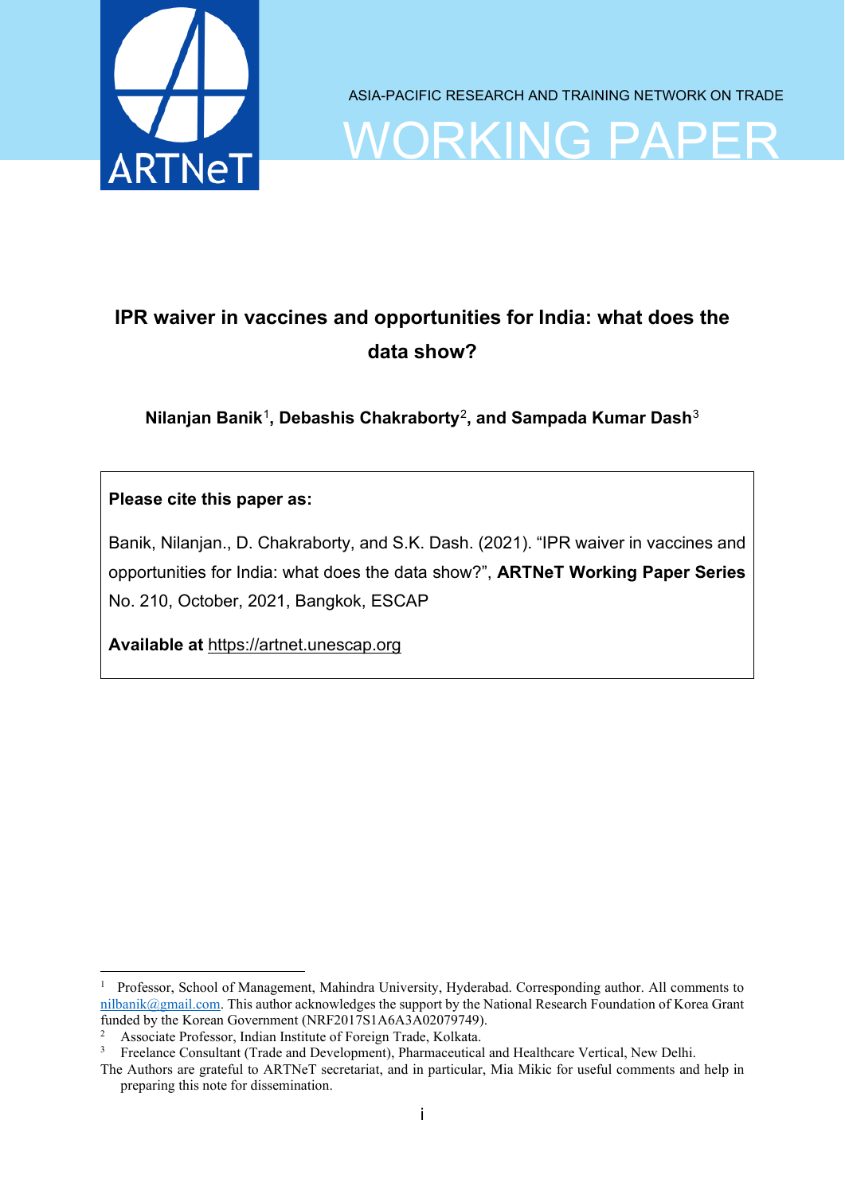ASIA-PACIFIC RESEARCH AND TRAINING NETWORK ON TRADE

WORKING PAPER

# IPR waiver in vaccines and opportunities for India: what does the data show?

**Nilanjan Banik[1], Debashis Chakraborty[2], and Sampada Kumar Dash[3]**

**Please cite this paper as:**

Banik, Nilanjan., D. Chakraborty, and S.K. Dash. (2021). "IPR waiver in vaccines and opportunities for India: what does the data show?", **ARTNeT Working Paper Series** No. 210, October, 2021, Bangkok, ESCAP

**Available at** https://artnet.unescap.org

---

[1] Professor, School of Management, Mahindra University, Hyderabad. Corresponding author. All comments to nilbanik@gmail.com. This author acknowledges the support by the National Research Foundation of Korea Grant funded by the Korean Government (NRF2017S1A6A3A02079749).

[2] Associate Professor, Indian Institute of Foreign Trade, Kolkata.

[3] Freelance Consultant (Trade and Development), Pharmaceutical and Healthcare Vertical, New Delhi.

The Authors are grateful to ARTNeT secretariat, and in particular, Mia Mikic for useful comments and help in preparing this note for dissemination.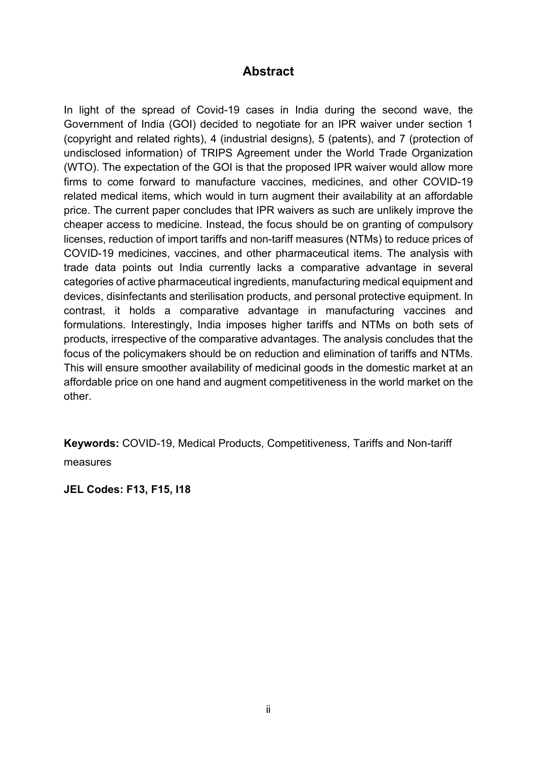## Abstract

In light of the spread of Covid-19 cases in India during the second wave, the Government of India (GOI) decided to negotiate for an IPR waiver under section 1 (copyright and related rights), 4 (industrial designs), 5 (patents), and 7 (protection of undisclosed information) of TRIPS Agreement under the World Trade Organization (WTO). The expectation of the GOI is that the proposed IPR waiver would allow more firms to come forward to manufacture vaccines, medicines, and other COVID-19 related medical items, which would in turn augment their availability at an affordable price. The current paper concludes that IPR waivers as such are unlikely improve the cheaper access to medicine. Instead, the focus should be on granting of compulsory licenses, reduction of import tariffs and non-tariff measures (NTMs) to reduce prices of COVID-19 medicines, vaccines, and other pharmaceutical items. The analysis with trade data points out India currently lacks a comparative advantage in several categories of active pharmaceutical ingredients, manufacturing medical equipment and devices, disinfectants and sterilisation products, and personal protective equipment. In contrast, it holds a comparative advantage in manufacturing vaccines and formulations. Interestingly, India imposes higher tariffs and NTMs on both sets of products, irrespective of the comparative advantages. The analysis concludes that the focus of the policymakers should be on reduction and elimination of tariffs and NTMs. This will ensure smoother availability of medicinal goods in the domestic market at an affordable price on one hand and augment competitiveness in the world market on the other.

**Keywords:** COVID-19, Medical Products, Competitiveness, Tariffs and Non-tariff measures

**JEL Codes: F13, F15, I18**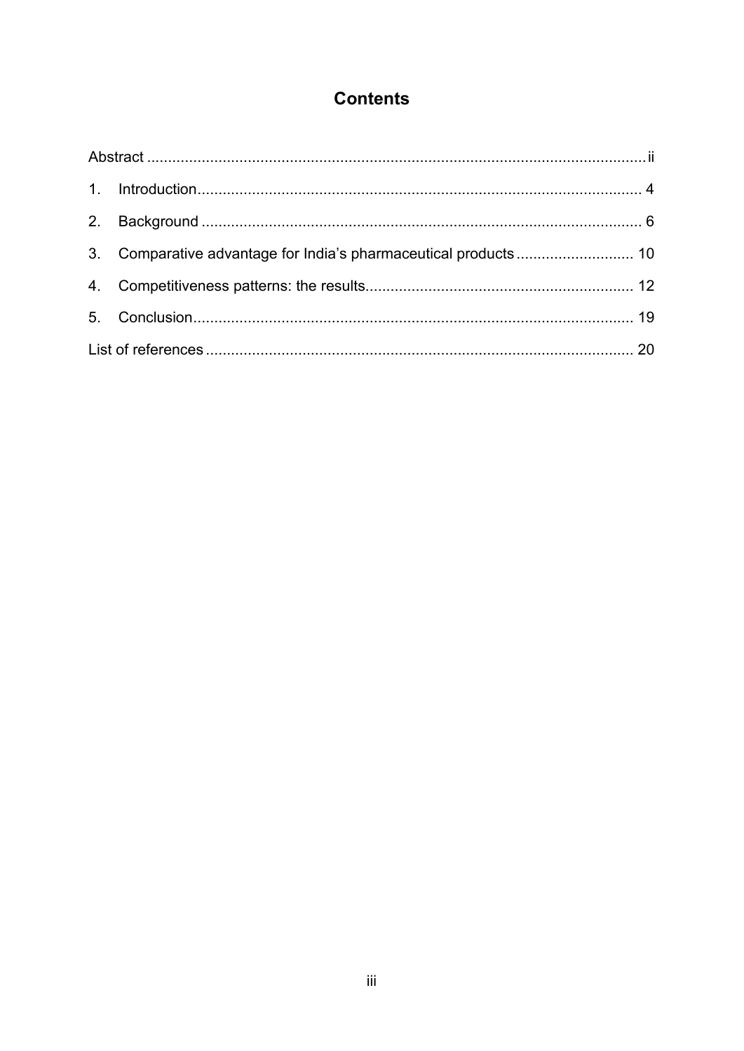# Contents

Abstract ...................................................................................................................... ii

1. Introduction........................................................................................................ 4
2. Background ....................................................................................................... 6
3. Comparative advantage for India's pharmaceutical products ........................... 10
4. Competitiveness patterns: the results.............................................................. 12
5. Conclusion........................................................................................................ 19

List of references ..................................................................................................... 20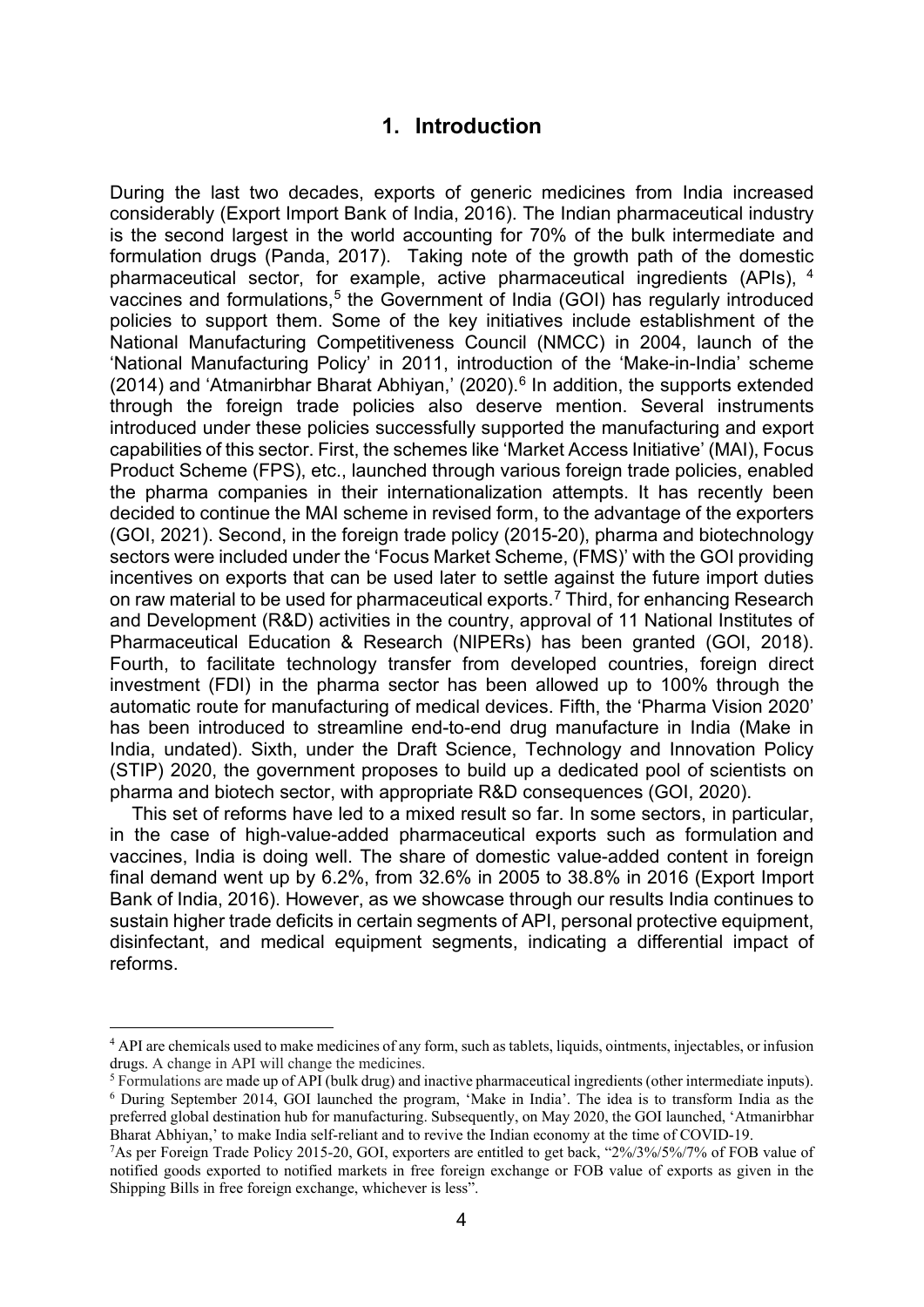# 1. Introduction

During the last two decades, exports of generic medicines from India increased considerably (Export Import Bank of India, 2016). The Indian pharmaceutical industry is the second largest in the world accounting for 70% of the bulk intermediate and formulation drugs (Panda, 2017). Taking note of the growth path of the domestic pharmaceutical sector, for example, active pharmaceutical ingredients (APIs), [4] vaccines and formulations,[5] the Government of India (GOI) has regularly introduced policies to support them. Some of the key initiatives include establishment of the National Manufacturing Competitiveness Council (NMCC) in 2004, launch of the 'National Manufacturing Policy' in 2011, introduction of the 'Make-in-India' scheme (2014) and 'Atmanirbhar Bharat Abhiyan,' (2020).[6] In addition, the supports extended through the foreign trade policies also deserve mention. Several instruments introduced under these policies successfully supported the manufacturing and export capabilities of this sector. First, the schemes like 'Market Access Initiative' (MAI), Focus Product Scheme (FPS), etc., launched through various foreign trade policies, enabled the pharma companies in their internationalization attempts. It has recently been decided to continue the MAI scheme in revised form, to the advantage of the exporters (GOI, 2021). Second, in the foreign trade policy (2015-20), pharma and biotechnology sectors were included under the 'Focus Market Scheme, (FMS)' with the GOI providing incentives on exports that can be used later to settle against the future import duties on raw material to be used for pharmaceutical exports.[7] Third, for enhancing Research and Development (R&D) activities in the country, approval of 11 National Institutes of Pharmaceutical Education & Research (NIPERs) has been granted (GOI, 2018). Fourth, to facilitate technology transfer from developed countries, foreign direct investment (FDI) in the pharma sector has been allowed up to 100% through the automatic route for manufacturing of medical devices. Fifth, the 'Pharma Vision 2020' has been introduced to streamline end-to-end drug manufacture in India (Make in India, undated). Sixth, under the Draft Science, Technology and Innovation Policy (STIP) 2020, the government proposes to build up a dedicated pool of scientists on pharma and biotech sector, with appropriate R&D consequences (GOI, 2020).

This set of reforms have led to a mixed result so far. In some sectors, in particular, in the case of high-value-added pharmaceutical exports such as formulation and vaccines, India is doing well. The share of domestic value-added content in foreign final demand went up by 6.2%, from 32.6% in 2005 to 38.8% in 2016 (Export Import Bank of India, 2016). However, as we showcase through our results India continues to sustain higher trade deficits in certain segments of API, personal protective equipment, disinfectant, and medical equipment segments, indicating a differential impact of reforms.

---

[4] API are chemicals used to make medicines of any form, such as tablets, liquids, ointments, injectables, or infusion drugs. A change in API will change the medicines.

[5] Formulations are made up of API (bulk drug) and inactive pharmaceutical ingredients (other intermediate inputs).

[6] During September 2014, GOI launched the program, 'Make in India'. The idea is to transform India as the preferred global destination hub for manufacturing. Subsequently, on May 2020, the GOI launched, 'Atmanirbhar Bharat Abhiyan,' to make India self-reliant and to revive the Indian economy at the time of COVID-19.

[7] As per Foreign Trade Policy 2015-20, GOI, exporters are entitled to get back, "2%/3%/5%/7% of FOB value of notified goods exported to notified markets in free foreign exchange or FOB value of exports as given in the Shipping Bills in free foreign exchange, whichever is less".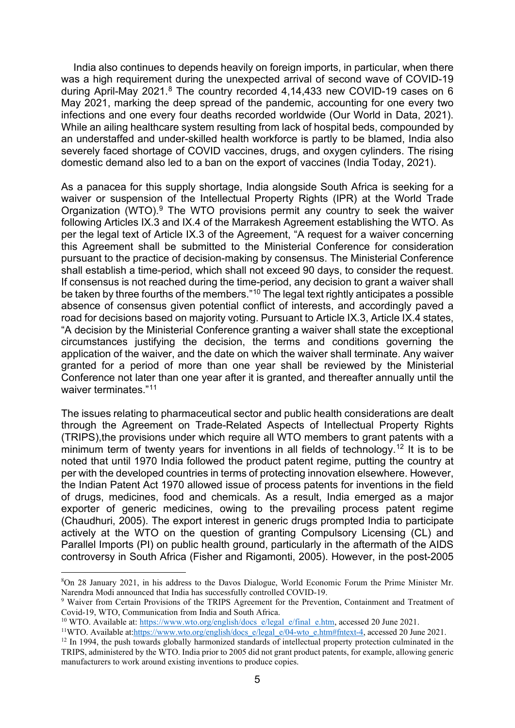India also continues to depends heavily on foreign imports, in particular, when there was a high requirement during the unexpected arrival of second wave of COVID-19 during April-May 2021.[8] The country recorded 4,14,433 new COVID-19 cases on 6 May 2021, marking the deep spread of the pandemic, accounting for one every two infections and one every four deaths recorded worldwide (Our World in Data, 2021). While an ailing healthcare system resulting from lack of hospital beds, compounded by an understaffed and under-skilled health workforce is partly to be blamed, India also severely faced shortage of COVID vaccines, drugs, and oxygen cylinders. The rising domestic demand also led to a ban on the export of vaccines (India Today, 2021).

As a panacea for this supply shortage, India alongside South Africa is seeking for a waiver or suspension of the Intellectual Property Rights (IPR) at the World Trade Organization (WTO).[9] The WTO provisions permit any country to seek the waiver following Articles IX.3 and IX.4 of the Marrakesh Agreement establishing the WTO. As per the legal text of Article IX.3 of the Agreement, "A request for a waiver concerning this Agreement shall be submitted to the Ministerial Conference for consideration pursuant to the practice of decision-making by consensus. The Ministerial Conference shall establish a time-period, which shall not exceed 90 days, to consider the request. If consensus is not reached during the time-period, any decision to grant a waiver shall be taken by three fourths of the members."[10] The legal text rightly anticipates a possible absence of consensus given potential conflict of interests, and accordingly paved a road for decisions based on majority voting. Pursuant to Article IX.3, Article IX.4 states, "A decision by the Ministerial Conference granting a waiver shall state the exceptional circumstances justifying the decision, the terms and conditions governing the application of the waiver, and the date on which the waiver shall terminate. Any waiver granted for a period of more than one year shall be reviewed by the Ministerial Conference not later than one year after it is granted, and thereafter annually until the waiver terminates."[11]

The issues relating to pharmaceutical sector and public health considerations are dealt through the Agreement on Trade-Related Aspects of Intellectual Property Rights (TRIPS),the provisions under which require all WTO members to grant patents with a minimum term of twenty years for inventions in all fields of technology.[12] It is to be noted that until 1970 India followed the product patent regime, putting the country at per with the developed countries in terms of protecting innovation elsewhere. However, the Indian Patent Act 1970 allowed issue of process patents for inventions in the field of drugs, medicines, food and chemicals. As a result, India emerged as a major exporter of generic medicines, owing to the prevailing process patent regime (Chaudhuri, 2005). The export interest in generic drugs prompted India to participate actively at the WTO on the question of granting Compulsory Licensing (CL) and Parallel Imports (PI) on public health ground, particularly in the aftermath of the AIDS controversy in South Africa (Fisher and Rigamonti, 2005). However, in the post-2005

---

[8] On 28 January 2021, in his address to the Davos Dialogue, World Economic Forum the Prime Minister Mr. Narendra Modi announced that India has successfully controlled COVID-19.

[9] Waiver from Certain Provisions of the TRIPS Agreement for the Prevention, Containment and Treatment of Covid-19, WTO, Communication from India and South Africa.

[10] WTO. Available at: https://www.wto.org/english/docs_e/legal_e/final_e.htm, accessed 20 June 2021.

[11] WTO. Available at:https://www.wto.org/english/docs_e/legal_e/04-wto_e.htm#fntext-4, accessed 20 June 2021.

[12] In 1994, the push towards globally harmonized standards of intellectual property protection culminated in the TRIPS, administered by the WTO. India prior to 2005 did not grant product patents, for example, allowing generic manufacturers to work around existing inventions to produce copies.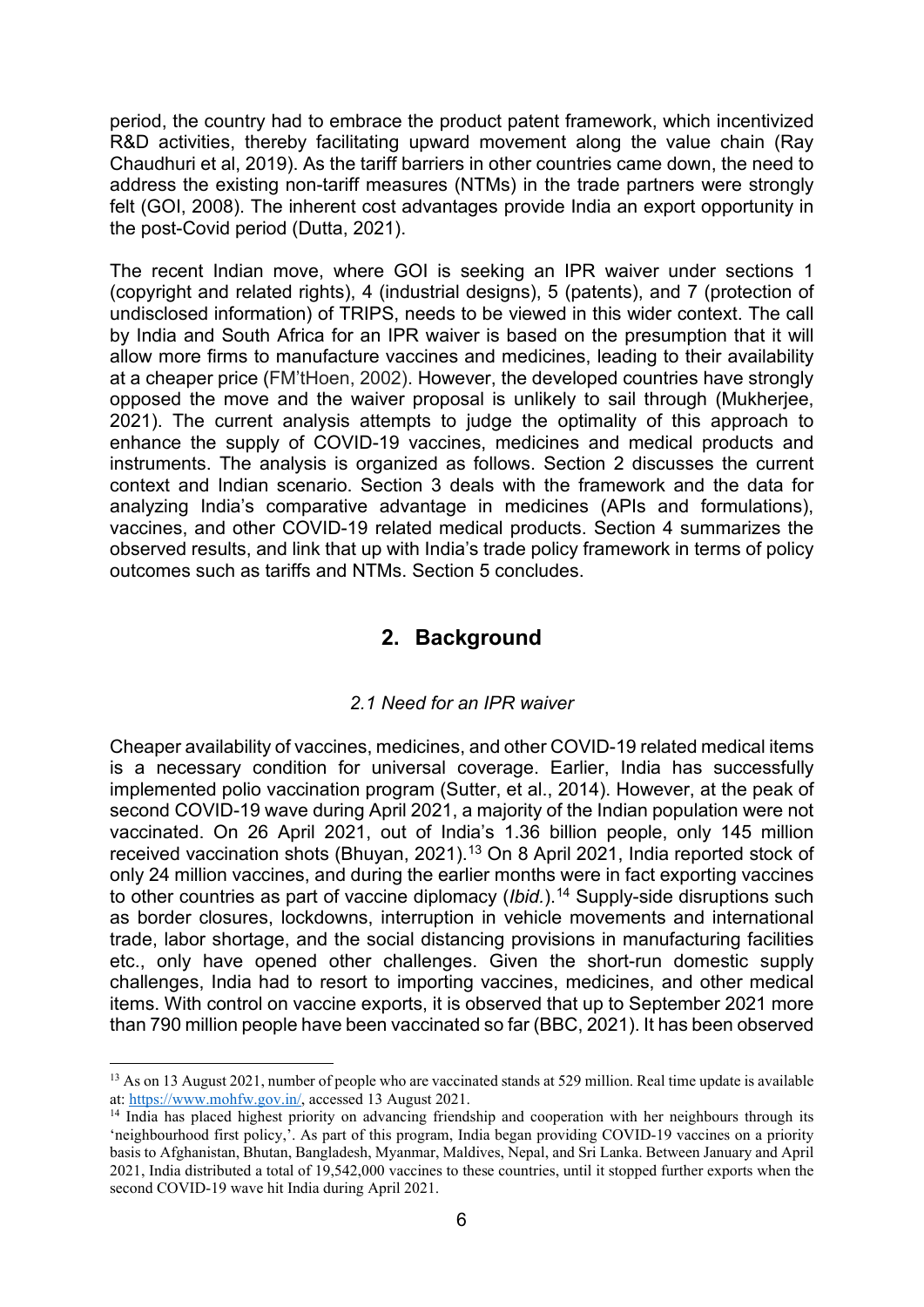period, the country had to embrace the product patent framework, which incentivized R&D activities, thereby facilitating upward movement along the value chain (Ray Chaudhuri et al, 2019). As the tariff barriers in other countries came down, the need to address the existing non-tariff measures (NTMs) in the trade partners were strongly felt (GOI, 2008). The inherent cost advantages provide India an export opportunity in the post-Covid period (Dutta, 2021).

The recent Indian move, where GOI is seeking an IPR waiver under sections 1 (copyright and related rights), 4 (industrial designs), 5 (patents), and 7 (protection of undisclosed information) of TRIPS, needs to be viewed in this wider context. The call by India and South Africa for an IPR waiver is based on the presumption that it will allow more firms to manufacture vaccines and medicines, leading to their availability at a cheaper price (FM'tHoen, 2002). However, the developed countries have strongly opposed the move and the waiver proposal is unlikely to sail through (Mukherjee, 2021). The current analysis attempts to judge the optimality of this approach to enhance the supply of COVID-19 vaccines, medicines and medical products and instruments. The analysis is organized as follows. Section 2 discusses the current context and Indian scenario. Section 3 deals with the framework and the data for analyzing India's comparative advantage in medicines (APIs and formulations), vaccines, and other COVID-19 related medical products. Section 4 summarizes the observed results, and link that up with India's trade policy framework in terms of policy outcomes such as tariffs and NTMs. Section 5 concludes.

## 2. Background

### *2.1 Need for an IPR waiver*

Cheaper availability of vaccines, medicines, and other COVID-19 related medical items is a necessary condition for universal coverage. Earlier, India has successfully implemented polio vaccination program (Sutter, et al., 2014). However, at the peak of second COVID-19 wave during April 2021, a majority of the Indian population were not vaccinated. On 26 April 2021, out of India's 1.36 billion people, only 145 million received vaccination shots (Bhuyan, 2021).[13] On 8 April 2021, India reported stock of only 24 million vaccines, and during the earlier months were in fact exporting vaccines to other countries as part of vaccine diplomacy (*Ibid.*).[14] Supply-side disruptions such as border closures, lockdowns, interruption in vehicle movements and international trade, labor shortage, and the social distancing provisions in manufacturing facilities etc., only have opened other challenges. Given the short-run domestic supply challenges, India had to resort to importing vaccines, medicines, and other medical items. With control on vaccine exports, it is observed that up to September 2021 more than 790 million people have been vaccinated so far (BBC, 2021). It has been observed

---

[13] As on 13 August 2021, number of people who are vaccinated stands at 529 million. Real time update is available at: https://www.mohfw.gov.in/, accessed 13 August 2021.

[14] India has placed highest priority on advancing friendship and cooperation with her neighbours through its 'neighbourhood first policy,'. As part of this program, India began providing COVID-19 vaccines on a priority basis to Afghanistan, Bhutan, Bangladesh, Myanmar, Maldives, Nepal, and Sri Lanka. Between January and April 2021, India distributed a total of 19,542,000 vaccines to these countries, until it stopped further exports when the second COVID-19 wave hit India during April 2021.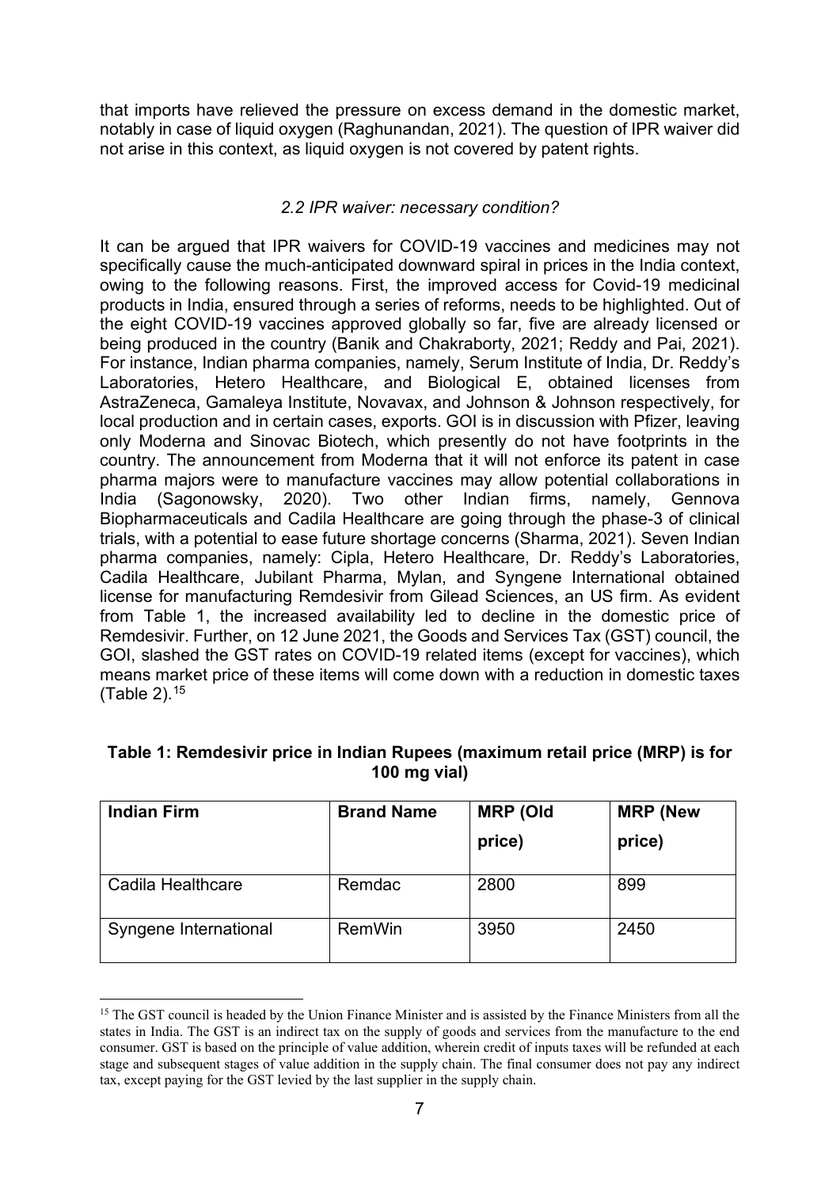that imports have relieved the pressure on excess demand in the domestic market, notably in case of liquid oxygen (Raghunandan, 2021). The question of IPR waiver did not arise in this context, as liquid oxygen is not covered by patent rights.

### *2.2 IPR waiver: necessary condition?*

It can be argued that IPR waivers for COVID-19 vaccines and medicines may not specifically cause the much-anticipated downward spiral in prices in the India context, owing to the following reasons. First, the improved access for Covid-19 medicinal products in India, ensured through a series of reforms, needs to be highlighted. Out of the eight COVID-19 vaccines approved globally so far, five are already licensed or being produced in the country (Banik and Chakraborty, 2021; Reddy and Pai, 2021). For instance, Indian pharma companies, namely, Serum Institute of India, Dr. Reddy's Laboratories, Hetero Healthcare, and Biological E, obtained licenses from AstraZeneca, Gamaleya Institute, Novavax, and Johnson & Johnson respectively, for local production and in certain cases, exports. GOI is in discussion with Pfizer, leaving only Moderna and Sinovac Biotech, which presently do not have footprints in the country. The announcement from Moderna that it will not enforce its patent in case pharma majors were to manufacture vaccines may allow potential collaborations in India (Sagonowsky, 2020). Two other Indian firms, namely, Gennova Biopharmaceuticals and Cadila Healthcare are going through the phase-3 of clinical trials, with a potential to ease future shortage concerns (Sharma, 2021). Seven Indian pharma companies, namely: Cipla, Hetero Healthcare, Dr. Reddy's Laboratories, Cadila Healthcare, Jubilant Pharma, Mylan, and Syngene International obtained license for manufacturing Remdesivir from Gilead Sciences, an US firm. As evident from Table 1, the increased availability led to decline in the domestic price of Remdesivir. Further, on 12 June 2021, the Goods and Services Tax (GST) council, the GOI, slashed the GST rates on COVID-19 related items (except for vaccines), which means market price of these items will come down with a reduction in domestic taxes (Table 2).[15]

**Table 1: Remdesivir price in Indian Rupees (maximum retail price (MRP) is for 100 mg vial)**

| Indian Firm | Brand Name | MRP (Old price) | MRP (New price) |
|---|---|---|---|
| Cadila Healthcare | Remdac | 2800 | 899 |
| Syngene International | RemWin | 3950 | 2450 |

[15] The GST council is headed by the Union Finance Minister and is assisted by the Finance Ministers from all the states in India. The GST is an indirect tax on the supply of goods and services from the manufacture to the end consumer. GST is based on the principle of value addition, wherein credit of inputs taxes will be refunded at each stage and subsequent stages of value addition in the supply chain. The final consumer does not pay any indirect tax, except paying for the GST levied by the last supplier in the supply chain.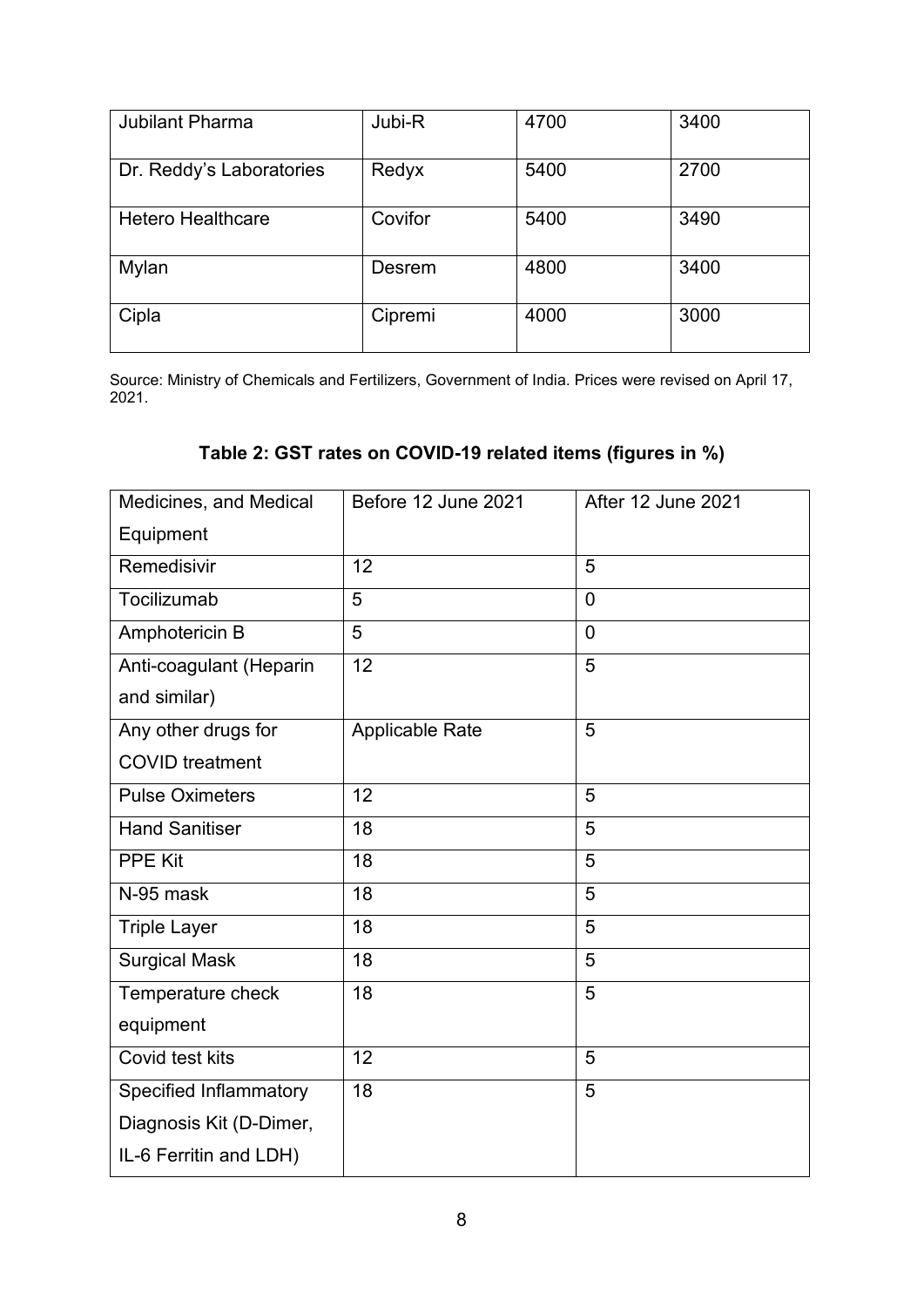| Jubilant Pharma | Jubi-R | 4700 | 3400 |
|---|---|---|---|
| Dr. Reddy's Laboratories | Redyx | 5400 | 2700 |
| Hetero Healthcare | Covifor | 5400 | 3490 |
| Mylan | Desrem | 4800 | 3400 |
| Cipla | Cipremi | 4000 | 3000 |

Source: Ministry of Chemicals and Fertilizers, Government of India. Prices were revised on April 17, 2021.

**Table 2: GST rates on COVID-19 related items (figures in %)**

| Medicines, and Medical Equipment | Before 12 June 2021 | After 12 June 2021 |
|---|---|---|
| Remedisivir | 12 | 5 |
| Tocilizumab | 5 | 0 |
| Amphotericin B | 5 | 0 |
| Anti-coagulant (Heparin and similar) | 12 | 5 |
| Any other drugs for COVID treatment | Applicable Rate | 5 |
| Pulse Oximeters | 12 | 5 |
| Hand Sanitiser | 18 | 5 |
| PPE Kit | 18 | 5 |
| N-95 mask | 18 | 5 |
| Triple Layer | 18 | 5 |
| Surgical Mask | 18 | 5 |
| Temperature check equipment | 18 | 5 |
| Covid test kits | 12 | 5 |
| Specified Inflammatory Diagnosis Kit (D-Dimer, IL-6 Ferritin and LDH) | 18 | 5 |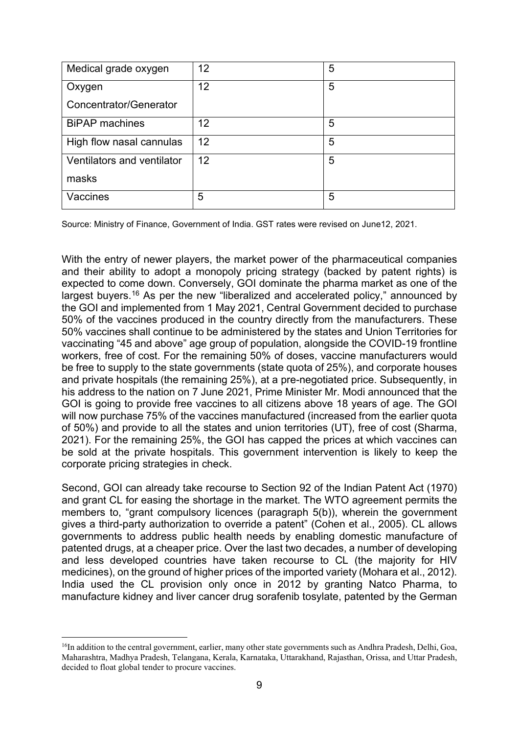| Medical grade oxygen | 12 | 5 |
|---|---|---|
| Oxygen Concentrator/Generator | 12 | 5 |
| BiPAP machines | 12 | 5 |
| High flow nasal cannulas | 12 | 5 |
| Ventilators and ventilator masks | 12 | 5 |
| Vaccines | 5 | 5 |

Source: Ministry of Finance, Government of India. GST rates were revised on June12, 2021.

With the entry of newer players, the market power of the pharmaceutical companies and their ability to adopt a monopoly pricing strategy (backed by patent rights) is expected to come down. Conversely, GOI dominate the pharma market as one of the largest buyers.[16] As per the new "liberalized and accelerated policy," announced by the GOI and implemented from 1 May 2021, Central Government decided to purchase 50% of the vaccines produced in the country directly from the manufacturers. These 50% vaccines shall continue to be administered by the states and Union Territories for vaccinating "45 and above" age group of population, alongside the COVID-19 frontline workers, free of cost. For the remaining 50% of doses, vaccine manufacturers would be free to supply to the state governments (state quota of 25%), and corporate houses and private hospitals (the remaining 25%), at a pre-negotiated price. Subsequently, in his address to the nation on 7 June 2021, Prime Minister Mr. Modi announced that the GOI is going to provide free vaccines to all citizens above 18 years of age. The GOI will now purchase 75% of the vaccines manufactured (increased from the earlier quota of 50%) and provide to all the states and union territories (UT), free of cost (Sharma, 2021). For the remaining 25%, the GOI has capped the prices at which vaccines can be sold at the private hospitals. This government intervention is likely to keep the corporate pricing strategies in check.

Second, GOI can already take recourse to Section 92 of the Indian Patent Act (1970) and grant CL for easing the shortage in the market. The WTO agreement permits the members to, "grant compulsory licences (paragraph 5(b)), wherein the government gives a third-party authorization to override a patent" (Cohen et al., 2005). CL allows governments to address public health needs by enabling domestic manufacture of patented drugs, at a cheaper price. Over the last two decades, a number of developing and less developed countries have taken recourse to CL (the majority for HIV medicines), on the ground of higher prices of the imported variety (Mohara et al., 2012). India used the CL provision only once in 2012 by granting Natco Pharma, to manufacture kidney and liver cancer drug sorafenib tosylate, patented by the German

[16]In addition to the central government, earlier, many other state governments such as Andhra Pradesh, Delhi, Goa, Maharashtra, Madhya Pradesh, Telangana, Kerala, Karnataka, Uttarakhand, Rajasthan, Orissa, and Uttar Pradesh, decided to float global tender to procure vaccines.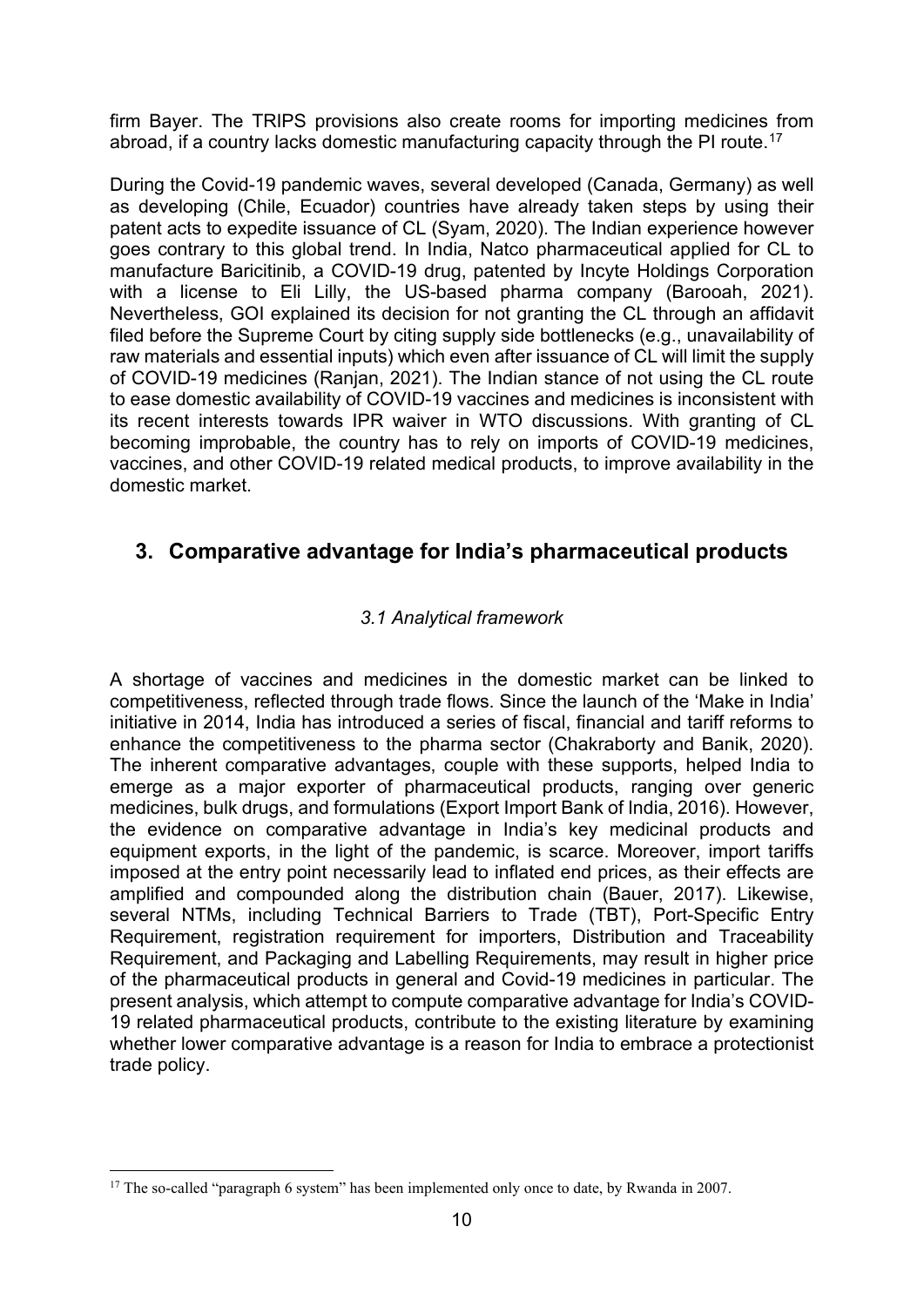firm Bayer. The TRIPS provisions also create rooms for importing medicines from abroad, if a country lacks domestic manufacturing capacity through the PI route.[17]

During the Covid-19 pandemic waves, several developed (Canada, Germany) as well as developing (Chile, Ecuador) countries have already taken steps by using their patent acts to expedite issuance of CL (Syam, 2020). The Indian experience however goes contrary to this global trend. In India, Natco pharmaceutical applied for CL to manufacture Baricitinib, a COVID-19 drug, patented by Incyte Holdings Corporation with a license to Eli Lilly, the US-based pharma company (Barooah, 2021). Nevertheless, GOI explained its decision for not granting the CL through an affidavit filed before the Supreme Court by citing supply side bottlenecks (e.g., unavailability of raw materials and essential inputs) which even after issuance of CL will limit the supply of COVID-19 medicines (Ranjan, 2021). The Indian stance of not using the CL route to ease domestic availability of COVID-19 vaccines and medicines is inconsistent with its recent interests towards IPR waiver in WTO discussions. With granting of CL becoming improbable, the country has to rely on imports of COVID-19 medicines, vaccines, and other COVID-19 related medical products, to improve availability in the domestic market.

## 3. Comparative advantage for India's pharmaceutical products

### *3.1 Analytical framework*

A shortage of vaccines and medicines in the domestic market can be linked to competitiveness, reflected through trade flows. Since the launch of the 'Make in India' initiative in 2014, India has introduced a series of fiscal, financial and tariff reforms to enhance the competitiveness to the pharma sector (Chakraborty and Banik, 2020). The inherent comparative advantages, couple with these supports, helped India to emerge as a major exporter of pharmaceutical products, ranging over generic medicines, bulk drugs, and formulations (Export Import Bank of India, 2016). However, the evidence on comparative advantage in India's key medicinal products and equipment exports, in the light of the pandemic, is scarce. Moreover, import tariffs imposed at the entry point necessarily lead to inflated end prices, as their effects are amplified and compounded along the distribution chain (Bauer, 2017). Likewise, several NTMs, including Technical Barriers to Trade (TBT), Port-Specific Entry Requirement, registration requirement for importers, Distribution and Traceability Requirement, and Packaging and Labelling Requirements, may result in higher price of the pharmaceutical products in general and Covid-19 medicines in particular. The present analysis, which attempt to compute comparative advantage for India's COVID-19 related pharmaceutical products, contribute to the existing literature by examining whether lower comparative advantage is a reason for India to embrace a protectionist trade policy.

---

[17] The so-called "paragraph 6 system" has been implemented only once to date, by Rwanda in 2007.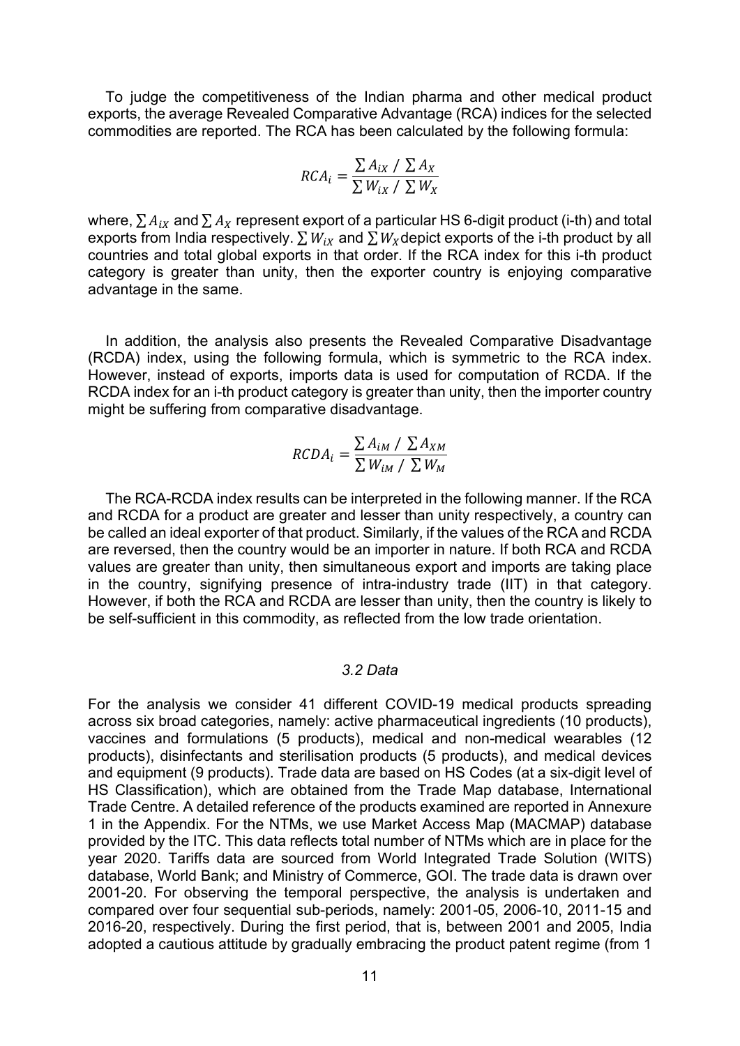To judge the competitiveness of the Indian pharma and other medical product exports, the average Revealed Comparative Advantage (RCA) indices for the selected commodities are reported. The RCA has been calculated by the following formula:

$$RCA_i = \frac{\sum A_{iX} \ / \ \sum A_X}{\sum W_{iX} \ / \ \sum W_X}$$

where, $\sum A_{iX}$ and $\sum A_X$ represent export of a particular HS 6-digit product (i-th) and total exports from India respectively. $\sum W_{iX}$ and $\sum W_X$ depict exports of the i-th product by all countries and total global exports in that order. If the RCA index for this i-th product category is greater than unity, then the exporter country is enjoying comparative advantage in the same.

In addition, the analysis also presents the Revealed Comparative Disadvantage (RCDA) index, using the following formula, which is symmetric to the RCA index. However, instead of exports, imports data is used for computation of RCDA. If the RCDA index for an i-th product category is greater than unity, then the importer country might be suffering from comparative disadvantage.

$$RCDA_i = \frac{\sum A_{iM} \ / \ \sum A_{XM}}{\sum W_{iM} \ / \ \sum W_M}$$

The RCA-RCDA index results can be interpreted in the following manner. If the RCA and RCDA for a product are greater and lesser than unity respectively, a country can be called an ideal exporter of that product. Similarly, if the values of the RCA and RCDA are reversed, then the country would be an importer in nature. If both RCA and RCDA values are greater than unity, then simultaneous export and imports are taking place in the country, signifying presence of intra-industry trade (IIT) in that category. However, if both the RCA and RCDA are lesser than unity, then the country is likely to be self-sufficient in this commodity, as reflected from the low trade orientation.

### *3.2 Data*

For the analysis we consider 41 different COVID-19 medical products spreading across six broad categories, namely: active pharmaceutical ingredients (10 products), vaccines and formulations (5 products), medical and non-medical wearables (12 products), disinfectants and sterilisation products (5 products), and medical devices and equipment (9 products). Trade data are based on HS Codes (at a six-digit level of HS Classification), which are obtained from the Trade Map database, International Trade Centre. A detailed reference of the products examined are reported in Annexure 1 in the Appendix. For the NTMs, we use Market Access Map (MACMAP) database provided by the ITC. This data reflects total number of NTMs which are in place for the year 2020. Tariffs data are sourced from World Integrated Trade Solution (WITS) database, World Bank; and Ministry of Commerce, GOI. The trade data is drawn over 2001-20. For observing the temporal perspective, the analysis is undertaken and compared over four sequential sub-periods, namely: 2001-05, 2006-10, 2011-15 and 2016-20, respectively. During the first period, that is, between 2001 and 2005, India adopted a cautious attitude by gradually embracing the product patent regime (from 1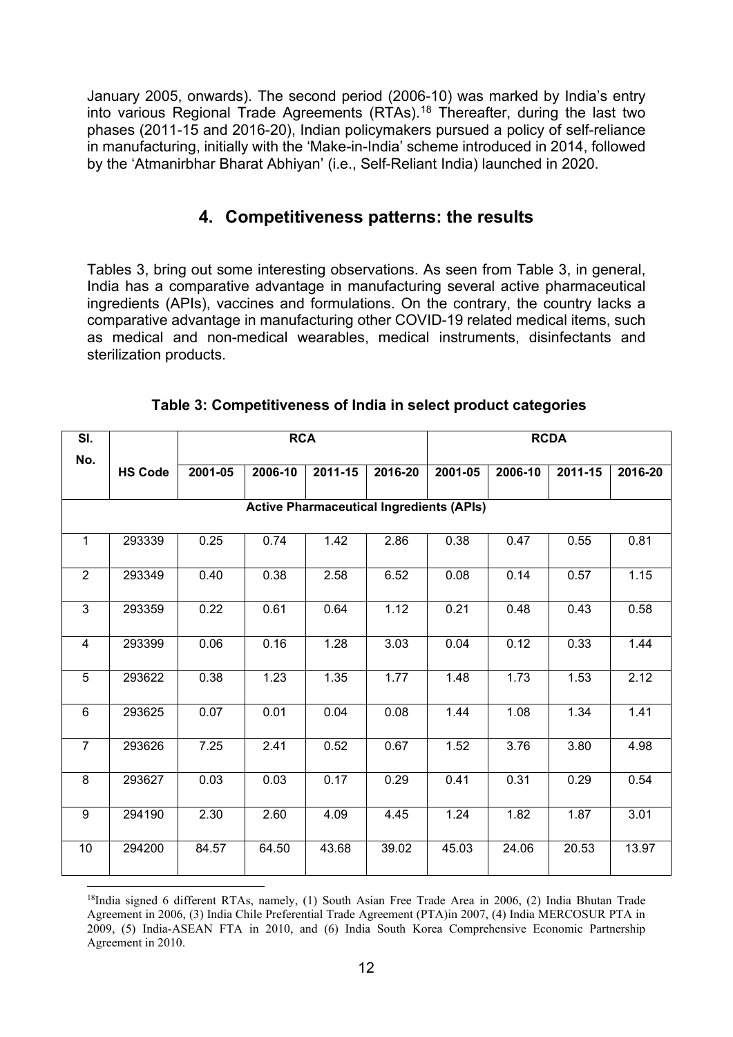January 2005, onwards). The second period (2006-10) was marked by India's entry into various Regional Trade Agreements (RTAs).[18] Thereafter, during the last two phases (2011-15 and 2016-20), Indian policymakers pursued a policy of self-reliance in manufacturing, initially with the 'Make-in-India' scheme introduced in 2014, followed by the 'Atmanirbhar Bharat Abhiyan' (i.e., Self-Reliant India) launched in 2020.

## 4. Competitiveness patterns: the results

Tables 3, bring out some interesting observations. As seen from Table 3, in general, India has a comparative advantage in manufacturing several active pharmaceutical ingredients (APIs), vaccines and formulations. On the contrary, the country lacks a comparative advantage in manufacturing other COVID-19 related medical items, such as medical and non-medical wearables, medical instruments, disinfectants and sterilization products.

**Table 3: Competitiveness of India in select product categories**

| Sl. No. | HS Code | RCA | | | | RCDA | | | |
|---|---|---|---|---|---|---|---|---|---|
| | | 2001-05 | 2006-10 | 2011-15 | 2016-20 | 2001-05 | 2006-10 | 2011-15 | 2016-20 |
| **Active Pharmaceutical Ingredients (APIs)** | | | | | | | | | |
| 1 | 293339 | 0.25 | 0.74 | 1.42 | 2.86 | 0.38 | 0.47 | 0.55 | 0.81 |
| 2 | 293349 | 0.40 | 0.38 | 2.58 | 6.52 | 0.08 | 0.14 | 0.57 | 1.15 |
| 3 | 293359 | 0.22 | 0.61 | 0.64 | 1.12 | 0.21 | 0.48 | 0.43 | 0.58 |
| 4 | 293399 | 0.06 | 0.16 | 1.28 | 3.03 | 0.04 | 0.12 | 0.33 | 1.44 |
| 5 | 293622 | 0.38 | 1.23 | 1.35 | 1.77 | 1.48 | 1.73 | 1.53 | 2.12 |
| 6 | 293625 | 0.07 | 0.01 | 0.04 | 0.08 | 1.44 | 1.08 | 1.34 | 1.41 |
| 7 | 293626 | 7.25 | 2.41 | 0.52 | 0.67 | 1.52 | 3.76 | 3.80 | 4.98 |
| 8 | 293627 | 0.03 | 0.03 | 0.17 | 0.29 | 0.41 | 0.31 | 0.29 | 0.54 |
| 9 | 294190 | 2.30 | 2.60 | 4.09 | 4.45 | 1.24 | 1.82 | 1.87 | 3.01 |
| 10 | 294200 | 84.57 | 64.50 | 43.68 | 39.02 | 45.03 | 24.06 | 20.53 | 13.97 |

[18]India signed 6 different RTAs, namely, (1) South Asian Free Trade Area in 2006, (2) India Bhutan Trade Agreement in 2006, (3) India Chile Preferential Trade Agreement (PTA)in 2007, (4) India MERCOSUR PTA in 2009, (5) India-ASEAN FTA in 2010, and (6) India South Korea Comprehensive Economic Partnership Agreement in 2010.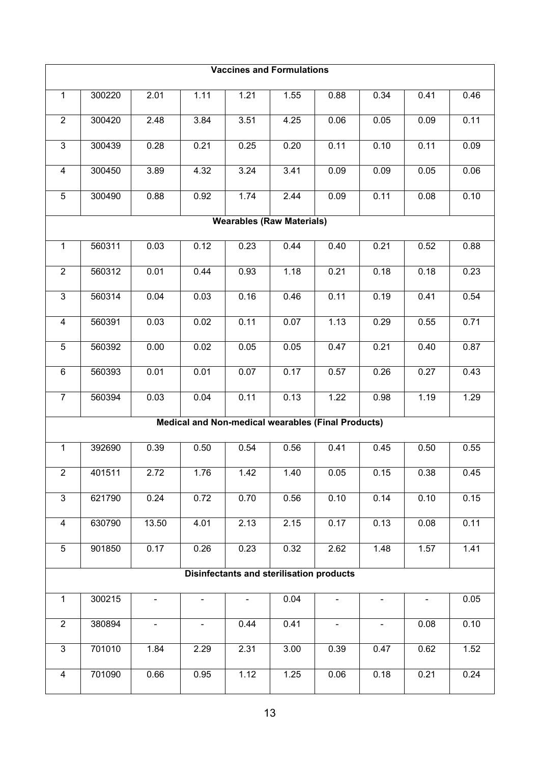| | | | | | | | | | |
|---|---|---|---|---|---|---|---|---|---|
| **Vaccines and Formulations** | | | | | | | | | |
| 1 | 300220 | 2.01 | 1.11 | 1.21 | 1.55 | 0.88 | 0.34 | 0.41 | 0.46 |
| 2 | 300420 | 2.48 | 3.84 | 3.51 | 4.25 | 0.06 | 0.05 | 0.09 | 0.11 |
| 3 | 300439 | 0.28 | 0.21 | 0.25 | 0.20 | 0.11 | 0.10 | 0.11 | 0.09 |
| 4 | 300450 | 3.89 | 4.32 | 3.24 | 3.41 | 0.09 | 0.09 | 0.05 | 0.06 |
| 5 | 300490 | 0.88 | 0.92 | 1.74 | 2.44 | 0.09 | 0.11 | 0.08 | 0.10 |
| **Wearables (Raw Materials)** | | | | | | | | | |
| 1 | 560311 | 0.03 | 0.12 | 0.23 | 0.44 | 0.40 | 0.21 | 0.52 | 0.88 |
| 2 | 560312 | 0.01 | 0.44 | 0.93 | 1.18 | 0.21 | 0.18 | 0.18 | 0.23 |
| 3 | 560314 | 0.04 | 0.03 | 0.16 | 0.46 | 0.11 | 0.19 | 0.41 | 0.54 |
| 4 | 560391 | 0.03 | 0.02 | 0.11 | 0.07 | 1.13 | 0.29 | 0.55 | 0.71 |
| 5 | 560392 | 0.00 | 0.02 | 0.05 | 0.05 | 0.47 | 0.21 | 0.40 | 0.87 |
| 6 | 560393 | 0.01 | 0.01 | 0.07 | 0.17 | 0.57 | 0.26 | 0.27 | 0.43 |
| 7 | 560394 | 0.03 | 0.04 | 0.11 | 0.13 | 1.22 | 0.98 | 1.19 | 1.29 |
| **Medical and Non-medical wearables (Final Products)** | | | | | | | | | |
| 1 | 392690 | 0.39 | 0.50 | 0.54 | 0.56 | 0.41 | 0.45 | 0.50 | 0.55 |
| 2 | 401511 | 2.72 | 1.76 | 1.42 | 1.40 | 0.05 | 0.15 | 0.38 | 0.45 |
| 3 | 621790 | 0.24 | 0.72 | 0.70 | 0.56 | 0.10 | 0.14 | 0.10 | 0.15 |
| 4 | 630790 | 13.50 | 4.01 | 2.13 | 2.15 | 0.17 | 0.13 | 0.08 | 0.11 |
| 5 | 901850 | 0.17 | 0.26 | 0.23 | 0.32 | 2.62 | 1.48 | 1.57 | 1.41 |
| **Disinfectants and sterilisation products** | | | | | | | | | |
| 1 | 300215 | - | - | - | 0.04 | - | - | - | 0.05 |
| 2 | 380894 | - | - | 0.44 | 0.41 | - | - | 0.08 | 0.10 |
| 3 | 701010 | 1.84 | 2.29 | 2.31 | 3.00 | 0.39 | 0.47 | 0.62 | 1.52 |
| 4 | 701090 | 0.66 | 0.95 | 1.12 | 1.25 | 0.06 | 0.18 | 0.21 | 0.24 |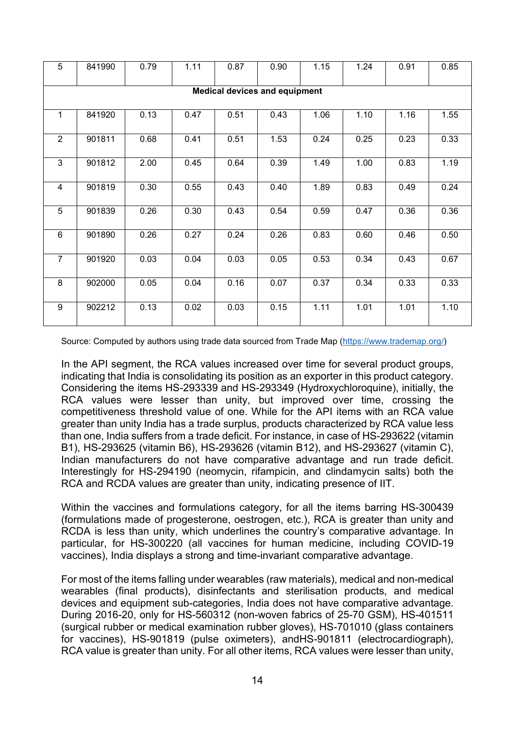| | | | | | | | | | |
|---|---|---|---|---|---|---|---|---|---|
| 5 | 841990 | 0.79 | 1.11 | 0.87 | 0.90 | 1.15 | 1.24 | 0.91 | 0.85 |
| **Medical devices and equipment** | | | | | | | | | |
| 1 | 841920 | 0.13 | 0.47 | 0.51 | 0.43 | 1.06 | 1.10 | 1.16 | 1.55 |
| 2 | 901811 | 0.68 | 0.41 | 0.51 | 1.53 | 0.24 | 0.25 | 0.23 | 0.33 |
| 3 | 901812 | 2.00 | 0.45 | 0.64 | 0.39 | 1.49 | 1.00 | 0.83 | 1.19 |
| 4 | 901819 | 0.30 | 0.55 | 0.43 | 0.40 | 1.89 | 0.83 | 0.49 | 0.24 |
| 5 | 901839 | 0.26 | 0.30 | 0.43 | 0.54 | 0.59 | 0.47 | 0.36 | 0.36 |
| 6 | 901890 | 0.26 | 0.27 | 0.24 | 0.26 | 0.83 | 0.60 | 0.46 | 0.50 |
| 7 | 901920 | 0.03 | 0.04 | 0.03 | 0.05 | 0.53 | 0.34 | 0.43 | 0.67 |
| 8 | 902000 | 0.05 | 0.04 | 0.16 | 0.07 | 0.37 | 0.34 | 0.33 | 0.33 |
| 9 | 902212 | 0.13 | 0.02 | 0.03 | 0.15 | 1.11 | 1.01 | 1.01 | 1.10 |

Source: Computed by authors using trade data sourced from Trade Map (https://www.trademap.org/)

In the API segment, the RCA values increased over time for several product groups, indicating that India is consolidating its position as an exporter in this product category. Considering the items HS-293339 and HS-293349 (Hydroxychloroquine), initially, the RCA values were lesser than unity, but improved over time, crossing the competitiveness threshold value of one. While for the API items with an RCA value greater than unity India has a trade surplus, products characterized by RCA value less than one, India suffers from a trade deficit. For instance, in case of HS-293622 (vitamin B1), HS-293625 (vitamin B6), HS-293626 (vitamin B12), and HS-293627 (vitamin C), Indian manufacturers do not have comparative advantage and run trade deficit. Interestingly for HS-294190 (neomycin, rifampicin, and clindamycin salts) both the RCA and RCDA values are greater than unity, indicating presence of IIT.

Within the vaccines and formulations category, for all the items barring HS-300439 (formulations made of progesterone, oestrogen, etc.), RCA is greater than unity and RCDA is less than unity, which underlines the country's comparative advantage. In particular, for HS-300220 (all vaccines for human medicine, including COVID-19 vaccines), India displays a strong and time-invariant comparative advantage.

For most of the items falling under wearables (raw materials), medical and non-medical wearables (final products), disinfectants and sterilisation products, and medical devices and equipment sub-categories, India does not have comparative advantage. During 2016-20, only for HS-560312 (non-woven fabrics of 25-70 GSM), HS-401511 (surgical rubber or medical examination rubber gloves), HS-701010 (glass containers for vaccines), HS-901819 (pulse oximeters), andHS-901811 (electrocardiograph), RCA value is greater than unity. For all other items, RCA values were lesser than unity,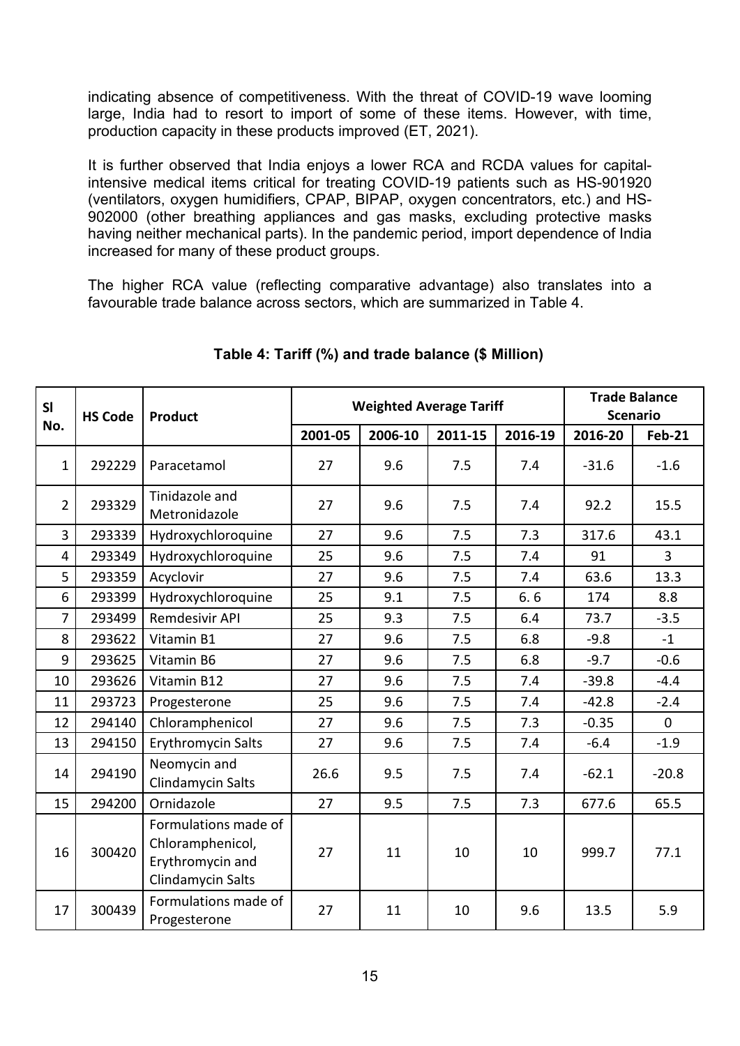indicating absence of competitiveness. With the threat of COVID-19 wave looming large, India had to resort to import of some of these items. However, with time, production capacity in these products improved (ET, 2021).

It is further observed that India enjoys a lower RCA and RCDA values for capital-intensive medical items critical for treating COVID-19 patients such as HS-901920 (ventilators, oxygen humidifiers, CPAP, BIPAP, oxygen concentrators, etc.) and HS-902000 (other breathing appliances and gas masks, excluding protective masks having neither mechanical parts). In the pandemic period, import dependence of India increased for many of these product groups.

The higher RCA value (reflecting comparative advantage) also translates into a favourable trade balance across sectors, which are summarized in Table 4.

**Table 4: Tariff (%) and trade balance ($ Million)**

| Sl No. | HS Code | Product | Weighted Average Tariff | | | | Trade Balance Scenario | |
|---|---|---|---|---|---|---|---|---|
| | | | 2001-05 | 2006-10 | 2011-15 | 2016-19 | 2016-20 | Feb-21 |
| 1 | 292229 | Paracetamol | 27 | 9.6 | 7.5 | 7.4 | -31.6 | -1.6 |
| 2 | 293329 | Tinidazole and Metronidazole | 27 | 9.6 | 7.5 | 7.4 | 92.2 | 15.5 |
| 3 | 293339 | Hydroxychloroquine | 27 | 9.6 | 7.5 | 7.3 | 317.6 | 43.1 |
| 4 | 293349 | Hydroxychloroquine | 25 | 9.6 | 7.5 | 7.4 | 91 | 3 |
| 5 | 293359 | Acyclovir | 27 | 9.6 | 7.5 | 7.4 | 63.6 | 13.3 |
| 6 | 293399 | Hydroxychloroquine | 25 | 9.1 | 7.5 | 6. 6 | 174 | 8.8 |
| 7 | 293499 | Remdesivir API | 25 | 9.3 | 7.5 | 6.4 | 73.7 | -3.5 |
| 8 | 293622 | Vitamin B1 | 27 | 9.6 | 7.5 | 6.8 | -9.8 | -1 |
| 9 | 293625 | Vitamin B6 | 27 | 9.6 | 7.5 | 6.8 | -9.7 | -0.6 |
| 10 | 293626 | Vitamin B12 | 27 | 9.6 | 7.5 | 7.4 | -39.8 | -4.4 |
| 11 | 293723 | Progesterone | 25 | 9.6 | 7.5 | 7.4 | -42.8 | -2.4 |
| 12 | 294140 | Chloramphenicol | 27 | 9.6 | 7.5 | 7.3 | -0.35 | 0 |
| 13 | 294150 | Erythromycin Salts | 27 | 9.6 | 7.5 | 7.4 | -6.4 | -1.9 |
| 14 | 294190 | Neomycin and Clindamycin Salts | 26.6 | 9.5 | 7.5 | 7.4 | -62.1 | -20.8 |
| 15 | 294200 | Ornidazole | 27 | 9.5 | 7.5 | 7.3 | 677.6 | 65.5 |
| 16 | 300420 | Formulations made of Chloramphenicol, Erythromycin and Clindamycin Salts | 27 | 11 | 10 | 10 | 999.7 | 77.1 |
| 17 | 300439 | Formulations made of Progesterone | 27 | 11 | 10 | 9.6 | 13.5 | 5.9 |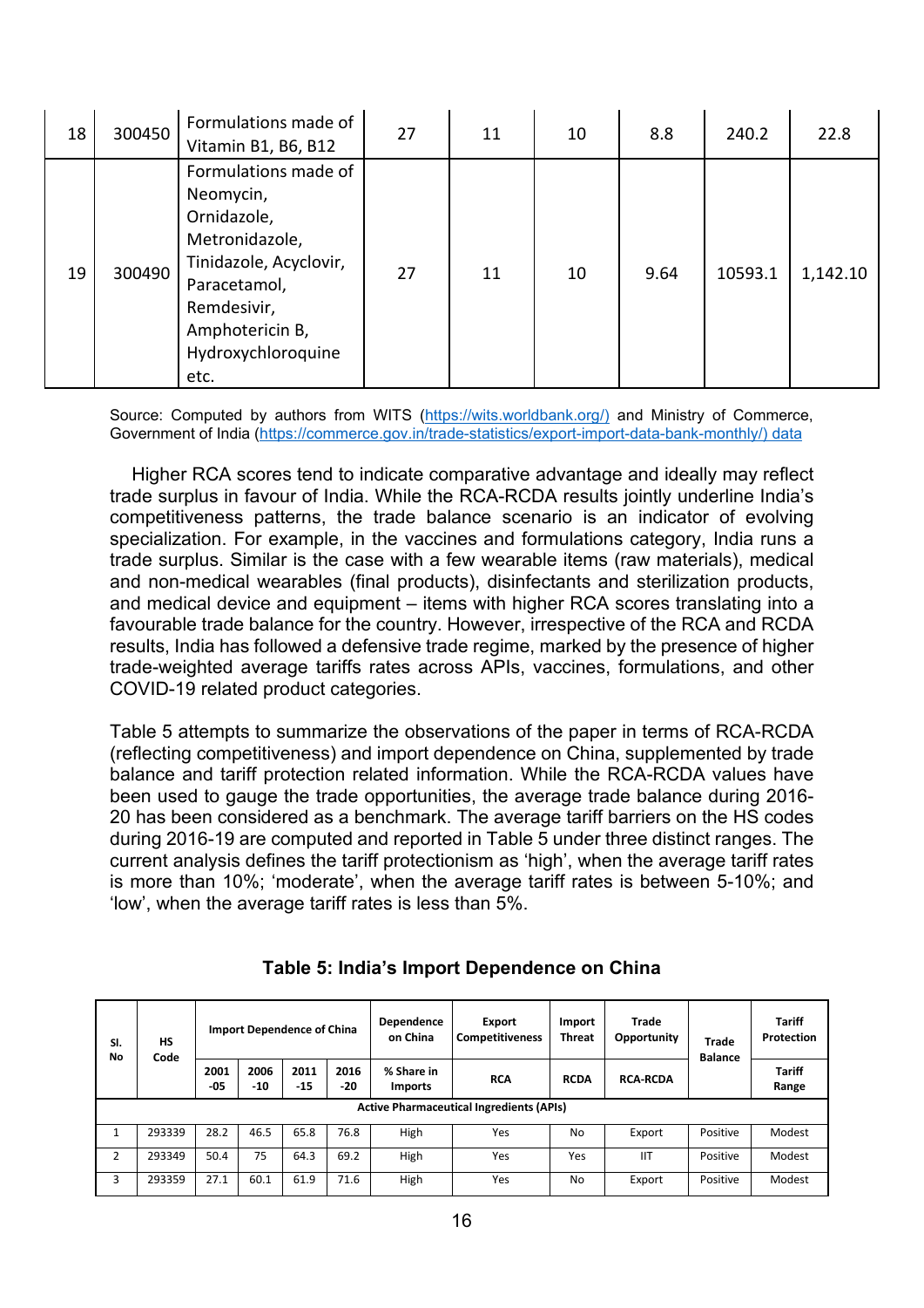| 18 | 300450 | Formulations made of Vitamin B1, B6, B12 | 27 | 11 | 10 | 8.8 | 240.2 | 22.8 |
|---|---|---|---|---|---|---|---|---|
| 19 | 300490 | Formulations made of Neomycin, Ornidazole, Metronidazole, Tinidazole, Acyclovir, Paracetamol, Remdesivir, Amphotericin B, Hydroxychloroquine etc. | 27 | 11 | 10 | 9.64 | 10593.1 | 1,142.10 |

Source: Computed by authors from WITS (https://wits.worldbank.org/) and Ministry of Commerce, Government of India (https://commerce.gov.in/trade-statistics/export-import-data-bank-monthly/) data

Higher RCA scores tend to indicate comparative advantage and ideally may reflect trade surplus in favour of India. While the RCA-RCDA results jointly underline India's competitiveness patterns, the trade balance scenario is an indicator of evolving specialization. For example, in the vaccines and formulations category, India runs a trade surplus. Similar is the case with a few wearable items (raw materials), medical and non-medical wearables (final products), disinfectants and sterilization products, and medical device and equipment – items with higher RCA scores translating into a favourable trade balance for the country. However, irrespective of the RCA and RCDA results, India has followed a defensive trade regime, marked by the presence of higher trade-weighted average tariffs rates across APIs, vaccines, formulations, and other COVID-19 related product categories.

Table 5 attempts to summarize the observations of the paper in terms of RCA-RCDA (reflecting competitiveness) and import dependence on China, supplemented by trade balance and tariff protection related information. While the RCA-RCDA values have been used to gauge the trade opportunities, the average trade balance during 2016-20 has been considered as a benchmark. The average tariff barriers on the HS codes during 2016-19 are computed and reported in Table 5 under three distinct ranges. The current analysis defines the tariff protectionism as 'high', when the average tariff rates is more than 10%; 'moderate', when the average tariff rates is between 5-10%; and 'low', when the average tariff rates is less than 5%.

**Table 5: India's Import Dependence on China**

| Sl. No | HS Code | Import Dependence of China | | | | Dependence on China | Export Competitiveness | Import Threat | Trade Opportunity | Trade Balance | Tariff Protection |
|---|---|---|---|---|---|---|---|---|---|---|---|
| | | 2001-05 | 2006-10 | 2011-15 | 2016-20 | % Share in Imports | RCA | RCDA | RCA-RCDA | | Tariff Range |
| **Active Pharmaceutical Ingredients (APIs)** | | | | | | | | | | | |
| 1 | 293339 | 28.2 | 46.5 | 65.8 | 76.8 | High | Yes | No | Export | Positive | Modest |
| 2 | 293349 | 50.4 | 75 | 64.3 | 69.2 | High | Yes | Yes | IIT | Positive | Modest |
| 3 | 293359 | 27.1 | 60.1 | 61.9 | 71.6 | High | Yes | No | Export | Positive | Modest |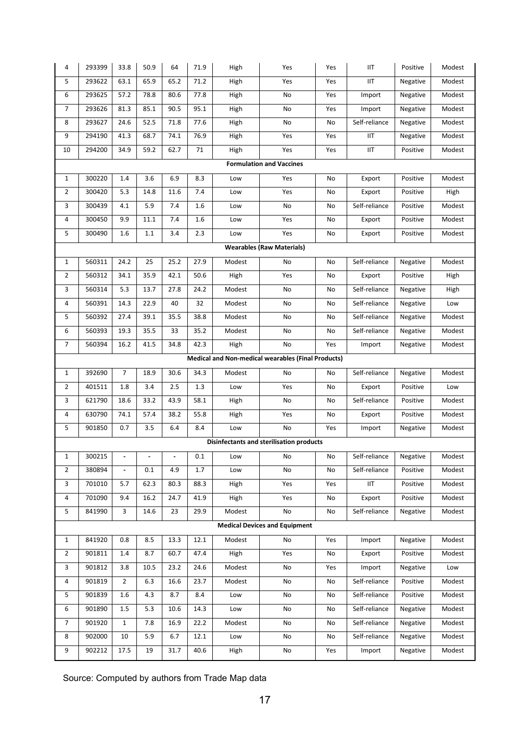| | | | | | | | | | | | |
|---|---|---|---|---|---|---|---|---|---|---|---|
| 4 | 293399 | 33.8 | 50.9 | 64 | 71.9 | High | Yes | Yes | IIT | Positive | Modest |
| 5 | 293622 | 63.1 | 65.9 | 65.2 | 71.2 | High | Yes | Yes | IIT | Negative | Modest |
| 6 | 293625 | 57.2 | 78.8 | 80.6 | 77.8 | High | No | Yes | Import | Negative | Modest |
| 7 | 293626 | 81.3 | 85.1 | 90.5 | 95.1 | High | No | Yes | Import | Negative | Modest |
| 8 | 293627 | 24.6 | 52.5 | 71.8 | 77.6 | High | No | No | Self-reliance | Negative | Modest |
| 9 | 294190 | 41.3 | 68.7 | 74.1 | 76.9 | High | Yes | Yes | IIT | Negative | Modest |
| 10 | 294200 | 34.9 | 59.2 | 62.7 | 71 | High | Yes | Yes | IIT | Positive | Modest |
| **Formulation and Vaccines** | | | | | | | | | | | |
| 1 | 300220 | 1.4 | 3.6 | 6.9 | 8.3 | Low | Yes | No | Export | Positive | Modest |
| 2 | 300420 | 5.3 | 14.8 | 11.6 | 7.4 | Low | Yes | No | Export | Positive | High |
| 3 | 300439 | 4.1 | 5.9 | 7.4 | 1.6 | Low | No | No | Self-reliance | Positive | Modest |
| 4 | 300450 | 9.9 | 11.1 | 7.4 | 1.6 | Low | Yes | No | Export | Positive | Modest |
| 5 | 300490 | 1.6 | 1.1 | 3.4 | 2.3 | Low | Yes | No | Export | Positive | Modest |
| **Wearables (Raw Materials)** | | | | | | | | | | | |
| 1 | 560311 | 24.2 | 25 | 25.2 | 27.9 | Modest | No | No | Self-reliance | Negative | Modest |
| 2 | 560312 | 34.1 | 35.9 | 42.1 | 50.6 | High | Yes | No | Export | Positive | High |
| 3 | 560314 | 5.3 | 13.7 | 27.8 | 24.2 | Modest | No | No | Self-reliance | Negative | High |
| 4 | 560391 | 14.3 | 22.9 | 40 | 32 | Modest | No | No | Self-reliance | Negative | Low |
| 5 | 560392 | 27.4 | 39.1 | 35.5 | 38.8 | Modest | No | No | Self-reliance | Negative | Modest |
| 6 | 560393 | 19.3 | 35.5 | 33 | 35.2 | Modest | No | No | Self-reliance | Negative | Modest |
| 7 | 560394 | 16.2 | 41.5 | 34.8 | 42.3 | High | No | Yes | Import | Negative | Modest |
| **Medical and Non-medical wearables (Final Products)** | | | | | | | | | | | |
| 1 | 392690 | 7 | 18.9 | 30.6 | 34.3 | Modest | No | No | Self-reliance | Negative | Modest |
| 2 | 401511 | 1.8 | 3.4 | 2.5 | 1.3 | Low | Yes | No | Export | Positive | Low |
| 3 | 621790 | 18.6 | 33.2 | 43.9 | 58.1 | High | No | No | Self-reliance | Positive | Modest |
| 4 | 630790 | 74.1 | 57.4 | 38.2 | 55.8 | High | Yes | No | Export | Positive | Modest |
| 5 | 901850 | 0.7 | 3.5 | 6.4 | 8.4 | Low | No | Yes | Import | Negative | Modest |
| **Disinfectants and sterilisation products** | | | | | | | | | | | |
| 1 | 300215 | - | - | - | 0.1 | Low | No | No | Self-reliance | Negative | Modest |
| 2 | 380894 | - | 0.1 | 4.9 | 1.7 | Low | No | No | Self-reliance | Positive | Modest |
| 3 | 701010 | 5.7 | 62.3 | 80.3 | 88.3 | High | Yes | Yes | IIT | Positive | Modest |
| 4 | 701090 | 9.4 | 16.2 | 24.7 | 41.9 | High | Yes | No | Export | Positive | Modest |
| 5 | 841990 | 3 | 14.6 | 23 | 29.9 | Modest | No | No | Self-reliance | Negative | Modest |
| **Medical Devices and Equipment** | | | | | | | | | | | |
| 1 | 841920 | 0.8 | 8.5 | 13.3 | 12.1 | Modest | No | Yes | Import | Negative | Modest |
| 2 | 901811 | 1.4 | 8.7 | 60.7 | 47.4 | High | Yes | No | Export | Positive | Modest |
| 3 | 901812 | 3.8 | 10.5 | 23.2 | 24.6 | Modest | No | Yes | Import | Negative | Low |
| 4 | 901819 | 2 | 6.3 | 16.6 | 23.7 | Modest | No | No | Self-reliance | Positive | Modest |
| 5 | 901839 | 1.6 | 4.3 | 8.7 | 8.4 | Low | No | No | Self-reliance | Positive | Modest |
| 6 | 901890 | 1.5 | 5.3 | 10.6 | 14.3 | Low | No | No | Self-reliance | Negative | Modest |
| 7 | 901920 | 1 | 7.8 | 16.9 | 22.2 | Modest | No | No | Self-reliance | Negative | Modest |
| 8 | 902000 | 10 | 5.9 | 6.7 | 12.1 | Low | No | No | Self-reliance | Negative | Modest |
| 9 | 902212 | 17.5 | 19 | 31.7 | 40.6 | High | No | Yes | Import | Negative | Modest |

Source: Computed by authors from Trade Map data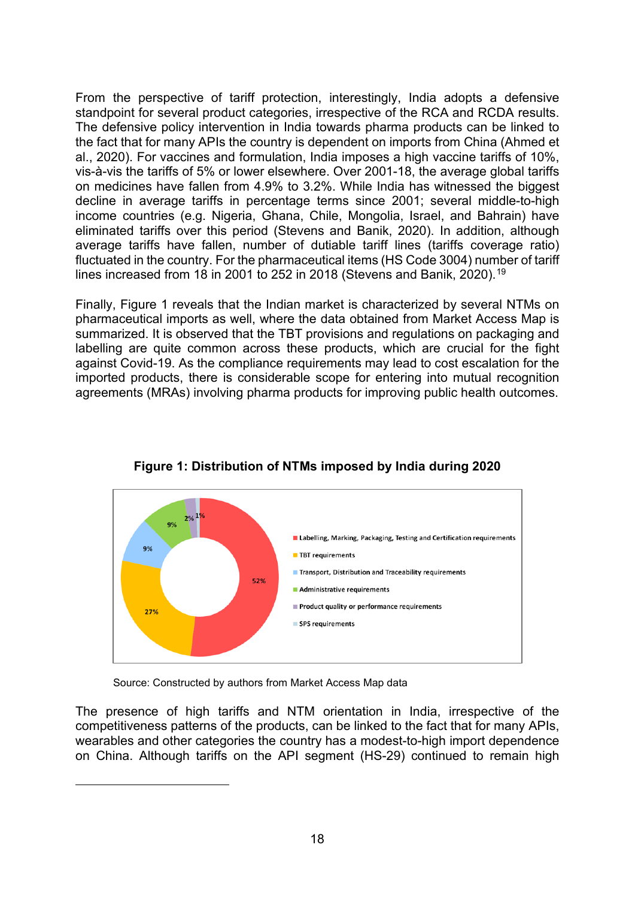From the perspective of tariff protection, interestingly, India adopts a defensive standpoint for several product categories, irrespective of the RCA and RCDA results. The defensive policy intervention in India towards pharma products can be linked to the fact that for many APIs the country is dependent on imports from China (Ahmed et al., 2020). For vaccines and formulation, India imposes a high vaccine tariffs of 10%, vis-à-vis the tariffs of 5% or lower elsewhere. Over 2001-18, the average global tariffs on medicines have fallen from 4.9% to 3.2%. While India has witnessed the biggest decline in average tariffs in percentage terms since 2001; several middle-to-high income countries (e.g. Nigeria, Ghana, Chile, Mongolia, Israel, and Bahrain) have eliminated tariffs over this period (Stevens and Banik, 2020). In addition, although average tariffs have fallen, number of dutiable tariff lines (tariffs coverage ratio) fluctuated in the country. For the pharmaceutical items (HS Code 3004) number of tariff lines increased from 18 in 2001 to 252 in 2018 (Stevens and Banik, 2020).[19]

Finally, Figure 1 reveals that the Indian market is characterized by several NTMs on pharmaceutical imports as well, where the data obtained from Market Access Map is summarized. It is observed that the TBT provisions and regulations on packaging and labelling are quite common across these products, which are crucial for the fight against Covid-19. As the compliance requirements may lead to cost escalation for the imported products, there is considerable scope for entering into mutual recognition agreements (MRAs) involving pharma products for improving public health outcomes.

**Figure 1: Distribution of NTMs imposed by India during 2020**

| NTM category | Share |
|---|---|
| Labelling, Marking, Packaging, Testing and Certification requirements | 52% |
| TBT requirements | 27% |
| Transport, Distribution and Traceability requirements | 9% |
| Administrative requirements | 9% |
| Product quality or performance requirements | 2% |
| SPS requirements | 1% |

Source: Constructed by authors from Market Access Map data

The presence of high tariffs and NTM orientation in India, irrespective of the competitiveness patterns of the products, can be linked to the fact that for many APIs, wearables and other categories the country has a modest-to-high import dependence on China. Although tariffs on the API segment (HS-29) continued to remain high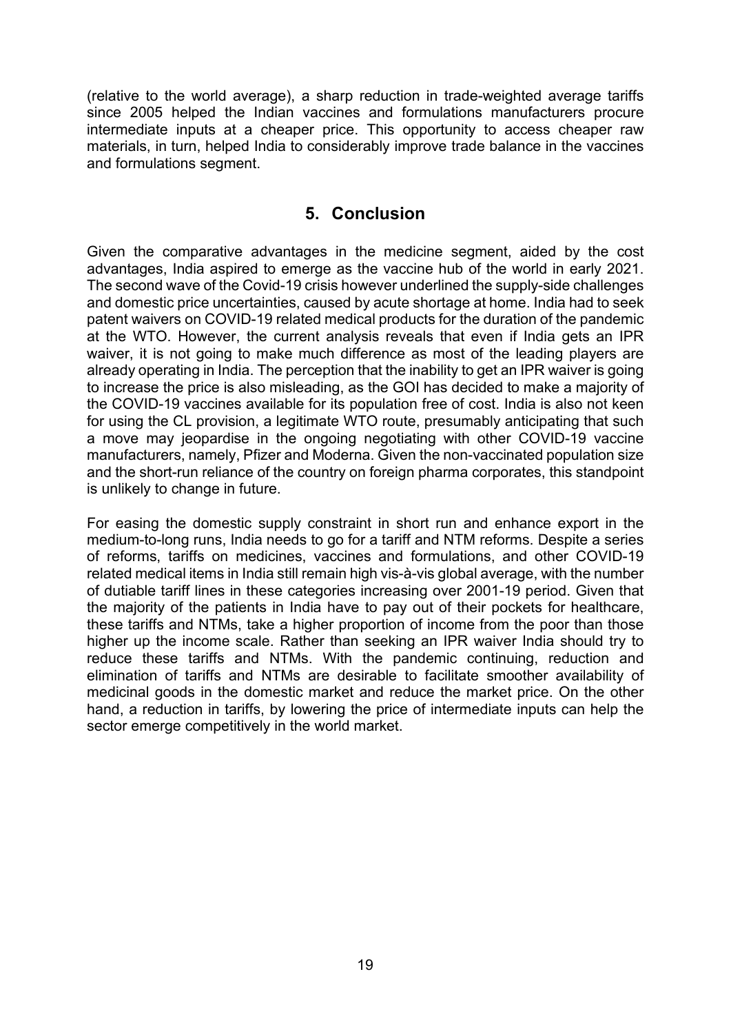(relative to the world average), a sharp reduction in trade-weighted average tariffs since 2005 helped the Indian vaccines and formulations manufacturers procure intermediate inputs at a cheaper price. This opportunity to access cheaper raw materials, in turn, helped India to considerably improve trade balance in the vaccines and formulations segment.

## 5. Conclusion

Given the comparative advantages in the medicine segment, aided by the cost advantages, India aspired to emerge as the vaccine hub of the world in early 2021. The second wave of the Covid-19 crisis however underlined the supply-side challenges and domestic price uncertainties, caused by acute shortage at home. India had to seek patent waivers on COVID-19 related medical products for the duration of the pandemic at the WTO. However, the current analysis reveals that even if India gets an IPR waiver, it is not going to make much difference as most of the leading players are already operating in India. The perception that the inability to get an IPR waiver is going to increase the price is also misleading, as the GOI has decided to make a majority of the COVID-19 vaccines available for its population free of cost. India is also not keen for using the CL provision, a legitimate WTO route, presumably anticipating that such a move may jeopardise in the ongoing negotiating with other COVID-19 vaccine manufacturers, namely, Pfizer and Moderna. Given the non-vaccinated population size and the short-run reliance of the country on foreign pharma corporates, this standpoint is unlikely to change in future.

For easing the domestic supply constraint in short run and enhance export in the medium-to-long runs, India needs to go for a tariff and NTM reforms. Despite a series of reforms, tariffs on medicines, vaccines and formulations, and other COVID-19 related medical items in India still remain high vis-à-vis global average, with the number of dutiable tariff lines in these categories increasing over 2001-19 period. Given that the majority of the patients in India have to pay out of their pockets for healthcare, these tariffs and NTMs, take a higher proportion of income from the poor than those higher up the income scale. Rather than seeking an IPR waiver India should try to reduce these tariffs and NTMs. With the pandemic continuing, reduction and elimination of tariffs and NTMs are desirable to facilitate smoother availability of medicinal goods in the domestic market and reduce the market price. On the other hand, a reduction in tariffs, by lowering the price of intermediate inputs can help the sector emerge competitively in the world market.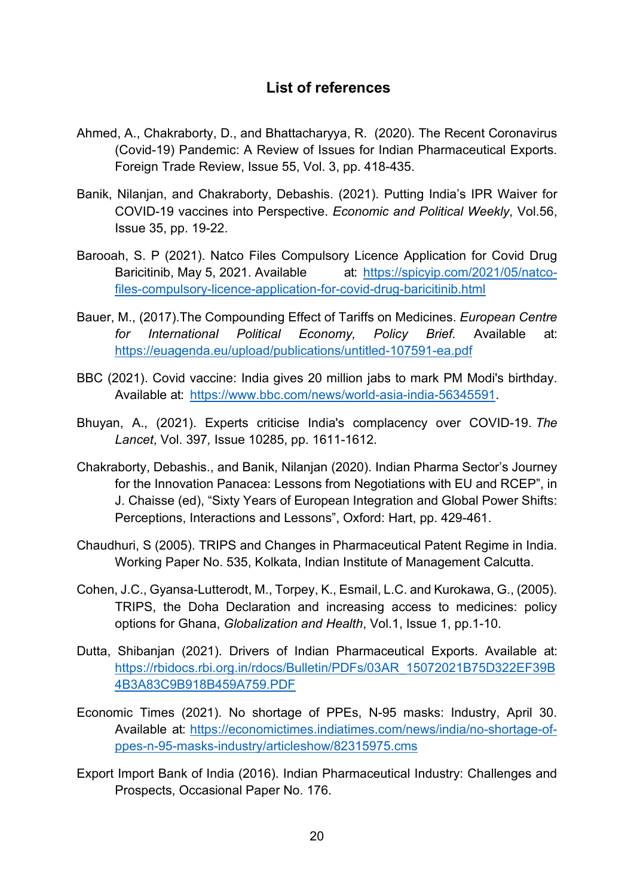## List of references

Ahmed, A., Chakraborty, D., and Bhattacharyya, R. (2020). The Recent Coronavirus (Covid-19) Pandemic: A Review of Issues for Indian Pharmaceutical Exports. Foreign Trade Review, Issue 55, Vol. 3, pp. 418-435.

Banik, Nilanjan, and Chakraborty, Debashis. (2021). Putting India's IPR Waiver for COVID-19 vaccines into Perspective. *Economic and Political Weekly*, Vol.56, Issue 35, pp. 19-22.

Barooah, S. P (2021). Natco Files Compulsory Licence Application for Covid Drug Baricitinib, May 5, 2021. Available at: https://spicyip.com/2021/05/natco-files-compulsory-licence-application-for-covid-drug-baricitinib.html

Bauer, M., (2017).The Compounding Effect of Tariffs on Medicines. *European Centre for International Political Economy, Policy Brief.* Available at: https://euagenda.eu/upload/publications/untitled-107591-ea.pdf

BBC (2021). Covid vaccine: India gives 20 million jabs to mark PM Modi's birthday. Available at: https://www.bbc.com/news/world-asia-india-56345591.

Bhuyan, A., (2021). Experts criticise India's complacency over COVID-19. *The Lancet*, Vol. 397, Issue 10285, pp. 1611-1612.

Chakraborty, Debashis., and Banik, Nilanjan (2020). Indian Pharma Sector's Journey for the Innovation Panacea: Lessons from Negotiations with EU and RCEP", in J. Chaisse (ed), "Sixty Years of European Integration and Global Power Shifts: Perceptions, Interactions and Lessons", Oxford: Hart, pp. 429-461.

Chaudhuri, S (2005). TRIPS and Changes in Pharmaceutical Patent Regime in India. Working Paper No. 535, Kolkata, Indian Institute of Management Calcutta.

Cohen, J.C., Gyansa-Lutterodt, M., Torpey, K., Esmail, L.C. and Kurokawa, G., (2005). TRIPS, the Doha Declaration and increasing access to medicines: policy options for Ghana, *Globalization and Health*, Vol.1, Issue 1, pp.1-10.

Dutta, Shibanjan (2021). Drivers of Indian Pharmaceutical Exports. Available at: https://rbidocs.rbi.org.in/rdocs/Bulletin/PDFs/03AR_15072021B75D322EF39B4B3A83C9B918B459A759.PDF

Economic Times (2021). No shortage of PPEs, N-95 masks: Industry, April 30. Available at: https://economictimes.indiatimes.com/news/india/no-shortage-of-ppes-n-95-masks-industry/articleshow/82315975.cms

Export Import Bank of India (2016). Indian Pharmaceutical Industry: Challenges and Prospects, Occasional Paper No. 176.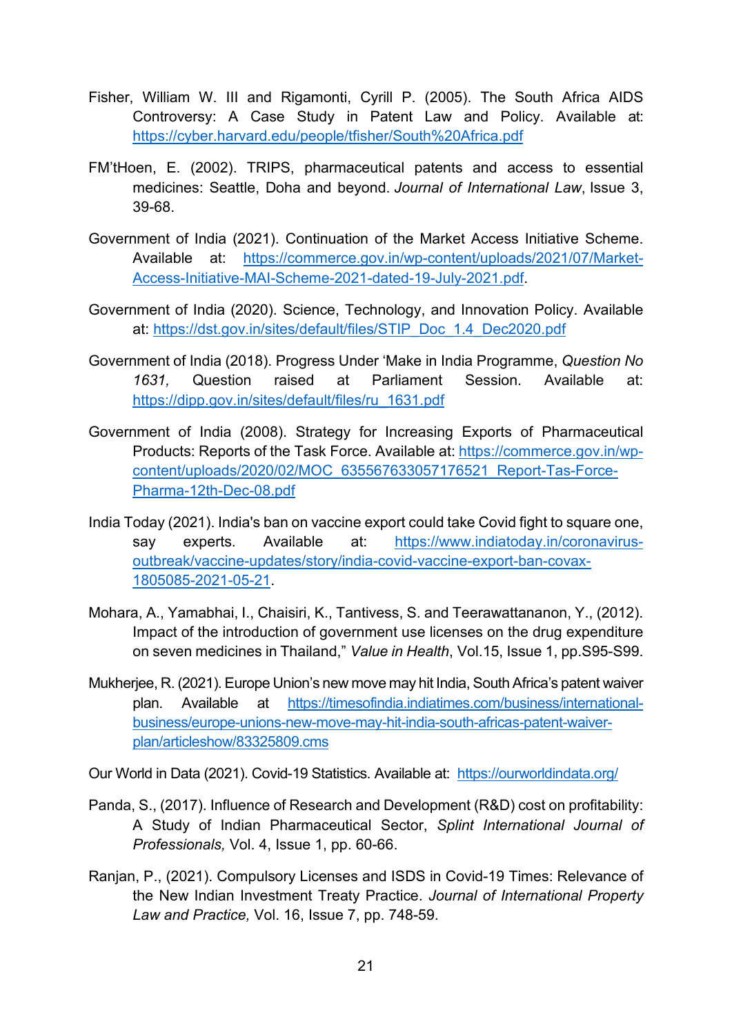Fisher, William W. III and Rigamonti, Cyrill P. (2005). The South Africa AIDS Controversy: A Case Study in Patent Law and Policy. Available at: https://cyber.harvard.edu/people/tfisher/South%20Africa.pdf

FM'tHoen, E. (2002). TRIPS, pharmaceutical patents and access to essential medicines: Seattle, Doha and beyond. *Journal of International Law*, Issue 3, 39-68.

Government of India (2021). Continuation of the Market Access Initiative Scheme. Available at: https://commerce.gov.in/wp-content/uploads/2021/07/Market-Access-Initiative-MAI-Scheme-2021-dated-19-July-2021.pdf.

Government of India (2020). Science, Technology, and Innovation Policy. Available at: https://dst.gov.in/sites/default/files/STIP_Doc_1.4_Dec2020.pdf

Government of India (2018). Progress Under 'Make in India Programme, *Question No 1631,* Question raised at Parliament Session. Available at: https://dipp.gov.in/sites/default/files/ru_1631.pdf

Government of India (2008). Strategy for Increasing Exports of Pharmaceutical Products: Reports of the Task Force. Available at: https://commerce.gov.in/wp-content/uploads/2020/02/MOC_635567633057176521_Report-Tas-Force-Pharma-12th-Dec-08.pdf

India Today (2021). India's ban on vaccine export could take Covid fight to square one, say experts. Available at: https://www.indiatoday.in/coronavirus-outbreak/vaccine-updates/story/india-covid-vaccine-export-ban-covax-1805085-2021-05-21.

Mohara, A., Yamabhai, I., Chaisiri, K., Tantivess, S. and Teerawattananon, Y., (2012). Impact of the introduction of government use licenses on the drug expenditure on seven medicines in Thailand," *Value in Health*, Vol.15, Issue 1, pp.S95-S99.

Mukherjee, R. (2021). Europe Union's new move may hit India, South Africa's patent waiver plan. Available at https://timesofindia.indiatimes.com/business/international-business/europe-unions-new-move-may-hit-india-south-africas-patent-waiver-plan/articleshow/83325809.cms

Our World in Data (2021). Covid-19 Statistics. Available at: https://ourworldindata.org/

Panda, S., (2017). Influence of Research and Development (R&D) cost on profitability: A Study of Indian Pharmaceutical Sector, *Splint International Journal of Professionals,* Vol. 4, Issue 1, pp. 60-66.

Ranjan, P., (2021). Compulsory Licenses and ISDS in Covid-19 Times: Relevance of the New Indian Investment Treaty Practice. *Journal of International Property Law and Practice,* Vol. 16, Issue 7, pp. 748-59.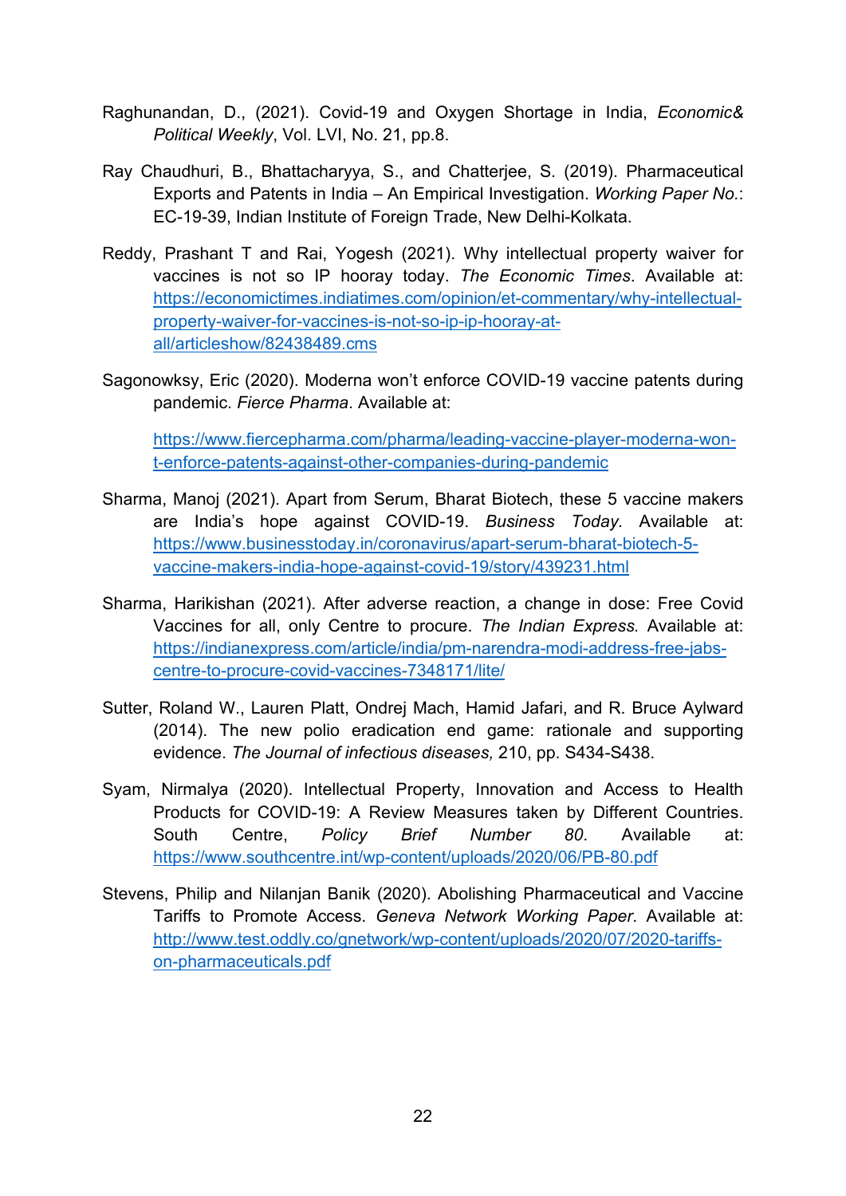Raghunandan, D., (2021). Covid-19 and Oxygen Shortage in India, *Economic& Political Weekly*, Vol. LVI, No. 21, pp.8.

Ray Chaudhuri, B., Bhattacharyya, S., and Chatterjee, S. (2019). Pharmaceutical Exports and Patents in India – An Empirical Investigation. *Working Paper No.*: EC-19-39, Indian Institute of Foreign Trade, New Delhi-Kolkata.

Reddy, Prashant T and Rai, Yogesh (2021). Why intellectual property waiver for vaccines is not so IP hooray today. *The Economic Times*. Available at: https://economictimes.indiatimes.com/opinion/et-commentary/why-intellectual-property-waiver-for-vaccines-is-not-so-ip-ip-hooray-at-all/articleshow/82438489.cms

Sagonowksy, Eric (2020). Moderna won't enforce COVID-19 vaccine patents during pandemic. *Fierce Pharma*. Available at:

https://www.fiercepharma.com/pharma/leading-vaccine-player-moderna-won-t-enforce-patents-against-other-companies-during-pandemic

Sharma, Manoj (2021). Apart from Serum, Bharat Biotech, these 5 vaccine makers are India's hope against COVID-19. *Business Today*. Available at: https://www.businesstoday.in/coronavirus/apart-serum-bharat-biotech-5-vaccine-makers-india-hope-against-covid-19/story/439231.html

Sharma, Harikishan (2021). After adverse reaction, a change in dose: Free Covid Vaccines for all, only Centre to procure. *The Indian Express.* Available at: https://indianexpress.com/article/india/pm-narendra-modi-address-free-jabs-centre-to-procure-covid-vaccines-7348171/lite/

Sutter, Roland W., Lauren Platt, Ondrej Mach, Hamid Jafari, and R. Bruce Aylward (2014). The new polio eradication end game: rationale and supporting evidence. *The Journal of infectious diseases,* 210, pp. S434-S438.

Syam, Nirmalya (2020). Intellectual Property, Innovation and Access to Health Products for COVID-19: A Review Measures taken by Different Countries. South Centre, *Policy Brief Number 80*. Available at: https://www.southcentre.int/wp-content/uploads/2020/06/PB-80.pdf

Stevens, Philip and Nilanjan Banik (2020). Abolishing Pharmaceutical and Vaccine Tariffs to Promote Access. *Geneva Network Working Paper*. Available at: http://www.test.oddly.co/gnetwork/wp-content/uploads/2020/07/2020-tariffs-on-pharmaceuticals.pdf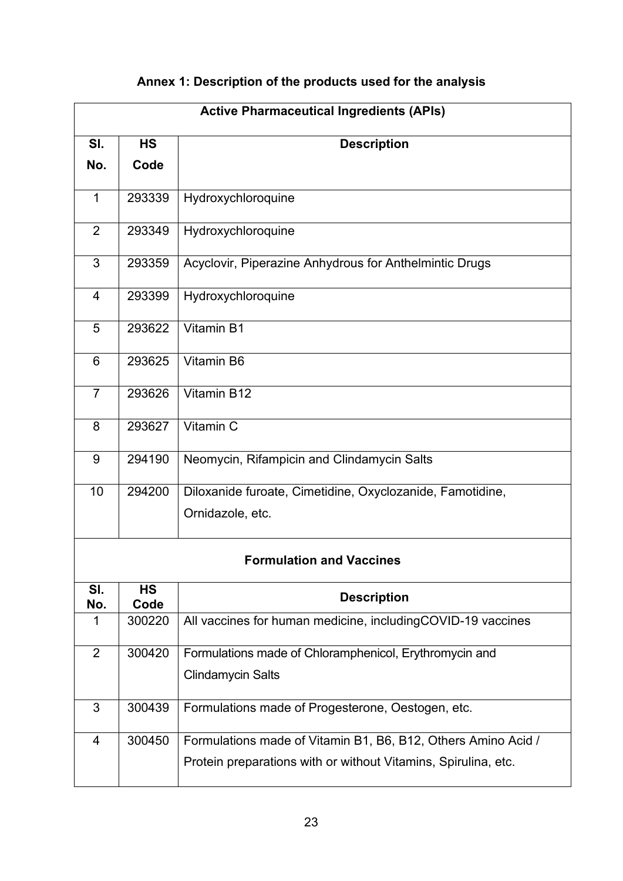**Annex 1: Description of the products used for the analysis**

| Active Pharmaceutical Ingredients (APIs) | | |
|---|---|---|
| Sl. No. | HS Code | Description |
| 1 | 293339 | Hydroxychloroquine |
| 2 | 293349 | Hydroxychloroquine |
| 3 | 293359 | Acyclovir, Piperazine Anhydrous for Anthelmintic Drugs |
| 4 | 293399 | Hydroxychloroquine |
| 5 | 293622 | Vitamin B1 |
| 6 | 293625 | Vitamin B6 |
| 7 | 293626 | Vitamin B12 |
| 8 | 293627 | Vitamin C |
| 9 | 294190 | Neomycin, Rifampicin and Clindamycin Salts |
| 10 | 294200 | Diloxanide furoate, Cimetidine, Oxyclozanide, Famotidine, Ornidazole, etc. |

| Formulation and Vaccines | | |
|---|---|---|
| Sl. No. | HS Code | Description |
| 1 | 300220 | All vaccines for human medicine, includingCOVID-19 vaccines |
| 2 | 300420 | Formulations made of Chloramphenicol, Erythromycin and Clindamycin Salts |
| 3 | 300439 | Formulations made of Progesterone, Oestogen, etc. |
| 4 | 300450 | Formulations made of Vitamin B1, B6, B12, Others Amino Acid / Protein preparations with or without Vitamins, Spirulina, etc. |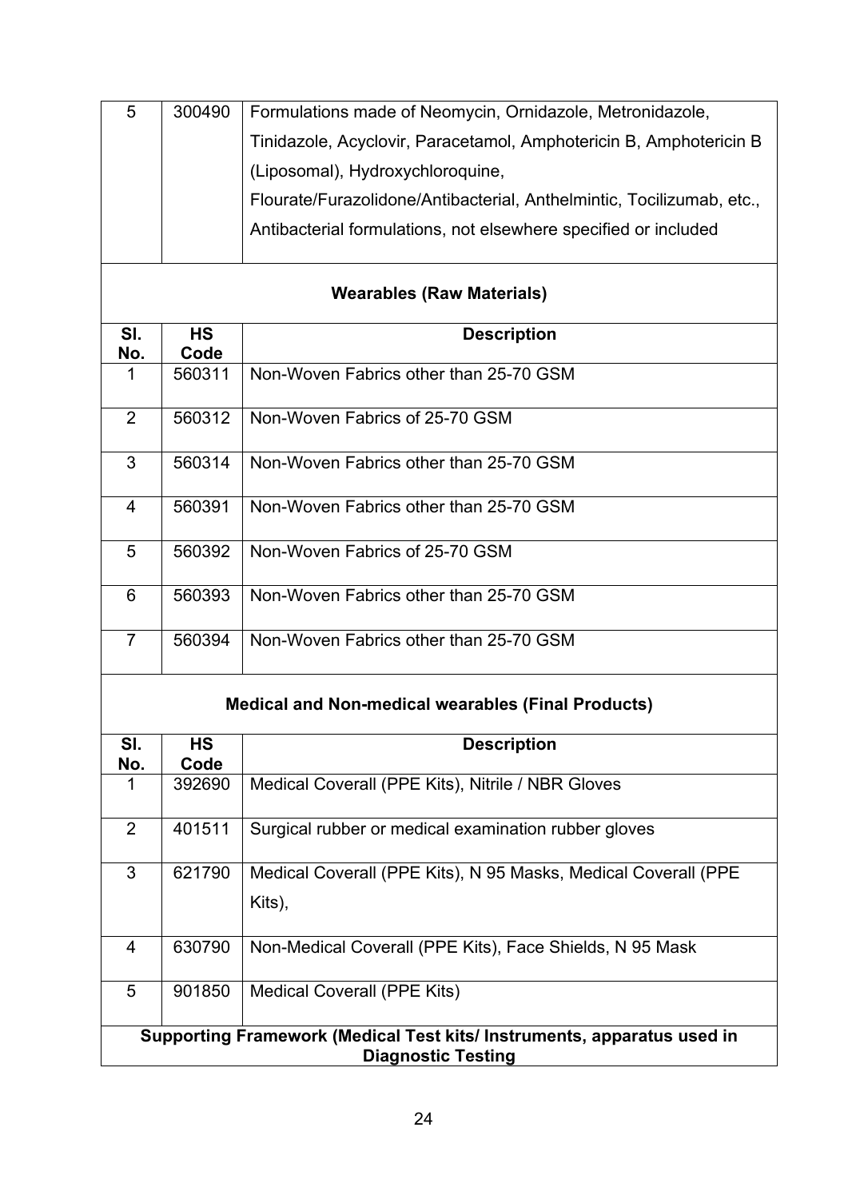| Sl. No. | HS Code | Description |
|---|---|---|
| 5 | 300490 | Formulations made of Neomycin, Ornidazole, Metronidazole, Tinidazole, Acyclovir, Paracetamol, Amphotericin B, Amphotericin B (Liposomal), Hydroxychloroquine, Flourate/Furazolidone/Antibacterial, Anthelmintic, Tocilizumab, etc., Antibacterial formulations, not elsewhere specified or included |

**Wearables (Raw Materials)**

| Sl. No. | HS Code | Description |
|---|---|---|
| 1 | 560311 | Non-Woven Fabrics other than 25-70 GSM |
| 2 | 560312 | Non-Woven Fabrics of 25-70 GSM |
| 3 | 560314 | Non-Woven Fabrics other than 25-70 GSM |
| 4 | 560391 | Non-Woven Fabrics other than 25-70 GSM |
| 5 | 560392 | Non-Woven Fabrics of 25-70 GSM |
| 6 | 560393 | Non-Woven Fabrics other than 25-70 GSM |
| 7 | 560394 | Non-Woven Fabrics other than 25-70 GSM |

**Medical and Non-medical wearables (Final Products)**

| Sl. No. | HS Code | Description |
|---|---|---|
| 1 | 392690 | Medical Coverall (PPE Kits), Nitrile / NBR Gloves |
| 2 | 401511 | Surgical rubber or medical examination rubber gloves |
| 3 | 621790 | Medical Coverall (PPE Kits), N 95 Masks, Medical Coverall (PPE Kits), |
| 4 | 630790 | Non-Medical Coverall (PPE Kits), Face Shields, N 95 Mask |
| 5 | 901850 | Medical Coverall (PPE Kits) |

**Supporting Framework (Medical Test kits/ Instruments, apparatus used in Diagnostic Testing**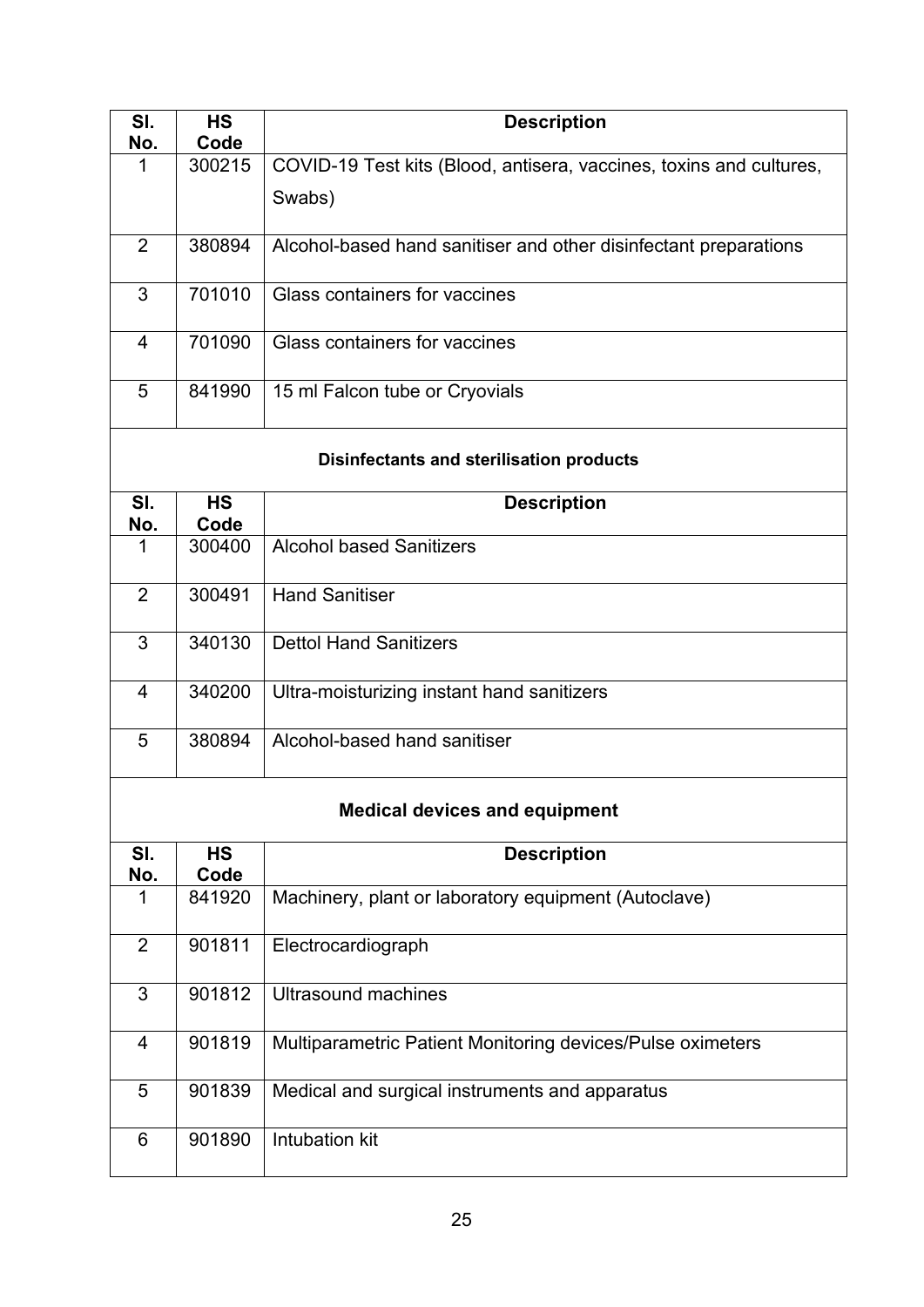| Sl. No. | HS Code | Description |
|---|---|---|
| 1 | 300215 | COVID-19 Test kits (Blood, antisera, vaccines, toxins and cultures, Swabs) |
| 2 | 380894 | Alcohol-based hand sanitiser and other disinfectant preparations |
| 3 | 701010 | Glass containers for vaccines |
| 4 | 701090 | Glass containers for vaccines |
| 5 | 841990 | 15 ml Falcon tube or Cryovials |

**Disinfectants and sterilisation products**

| Sl. No. | HS Code | Description |
|---|---|---|
| 1 | 300400 | Alcohol based Sanitizers |
| 2 | 300491 | Hand Sanitiser |
| 3 | 340130 | Dettol Hand Sanitizers |
| 4 | 340200 | Ultra-moisturizing instant hand sanitizers |
| 5 | 380894 | Alcohol-based hand sanitiser |

**Medical devices and equipment**

| Sl. No. | HS Code | Description |
|---|---|---|
| 1 | 841920 | Machinery, plant or laboratory equipment (Autoclave) |
| 2 | 901811 | Electrocardiograph |
| 3 | 901812 | Ultrasound machines |
| 4 | 901819 | Multiparametric Patient Monitoring devices/Pulse oximeters |
| 5 | 901839 | Medical and surgical instruments and apparatus |
| 6 | 901890 | Intubation kit |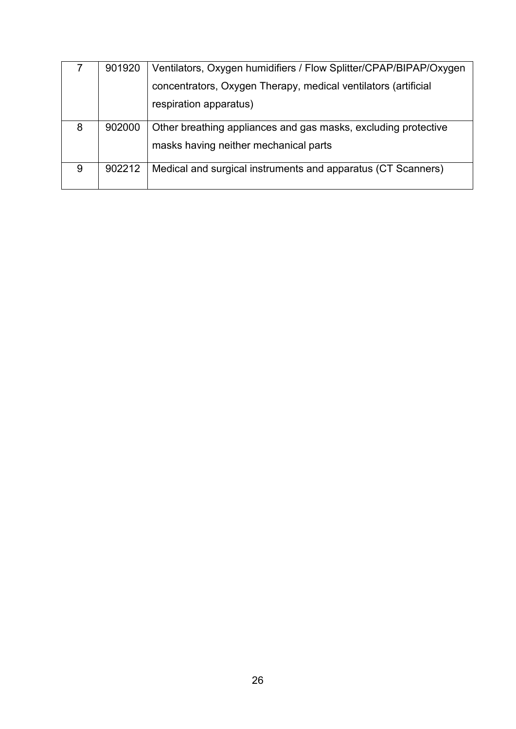| 7 | 901920 | Ventilators, Oxygen humidifiers / Flow Splitter/CPAP/BIPAP/Oxygen concentrators, Oxygen Therapy, medical ventilators (artificial respiration apparatus) |
|---|---|---|
| 8 | 902000 | Other breathing appliances and gas masks, excluding protective masks having neither mechanical parts |
| 9 | 902212 | Medical and surgical instruments and apparatus (CT Scanners) |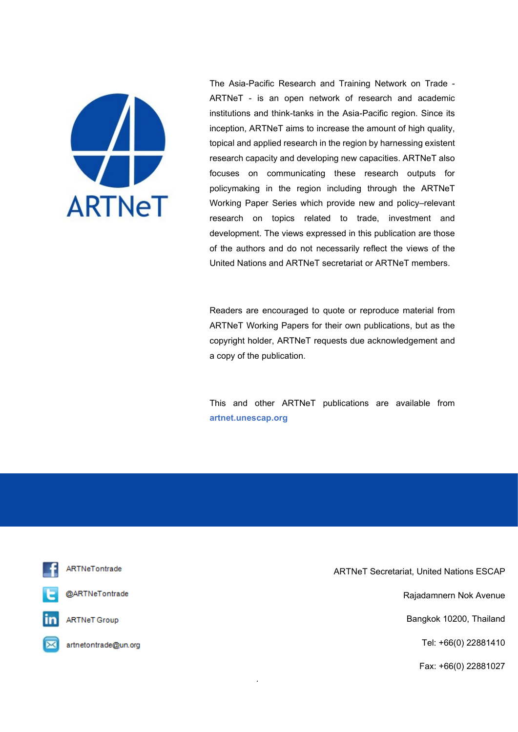ARTNeT

The Asia-Pacific Research and Training Network on Trade - ARTNeT - is an open network of research and academic institutions and think-tanks in the Asia-Pacific region. Since its inception, ARTNeT aims to increase the amount of high quality, topical and applied research in the region by harnessing existent research capacity and developing new capacities. ARTNeT also focuses on communicating these research outputs for policymaking in the region including through the ARTNeT Working Paper Series which provide new and policy–relevant research on topics related to trade, investment and development. The views expressed in this publication are those of the authors and do not necessarily reflect the views of the United Nations and ARTNeT secretariat or ARTNeT members.

Readers are encouraged to quote or reproduce material from ARTNeT Working Papers for their own publications, but as the copyright holder, ARTNeT requests due acknowledgement and a copy of the publication.

This and other ARTNeT publications are available from **artnet.unescap.org**

ARTNeTontrade

@ARTNeTontrade

ARTNeT Group

artnetontrade@un.org

ARTNeT Secretariat, United Nations ESCAP

Rajadamnern Nok Avenue

Bangkok 10200, Thailand

Tel: +66(0) 22881410

Fax: +66(0) 22881027